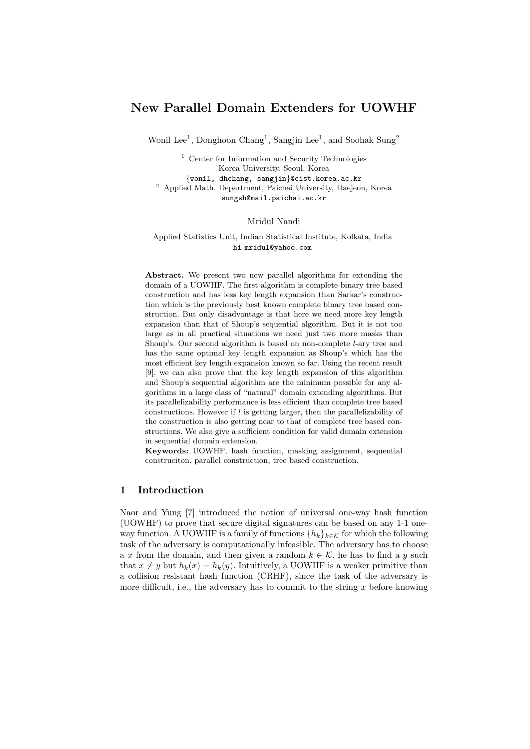# New Parallel Domain Extenders for UOWHF

Wonil Lee[1], Donghoon Chang[1], Sangjin Lee[1], and Soohak Sung[2]

[1] Center for Information and Security Technologies
Korea University, Seoul, Korea
{wonil, dhchang, sangjin}@cist.korea.ac.kr

[2] Applied Math. Department, Paichai University, Daejeon, Korea
sungsh@mail.paichai.ac.kr

Mridul Nandi

Applied Statistics Unit, Indian Statistical Institute, Kolkata, India
hi_mridul@yahoo.com

**Abstract.** We present two new parallel algorithms for extending the domain of a UOWHF. The first algorithm is complete binary tree based construction and has less key length expansion than Sarkar's construction which is the previously best known complete binary tree based construction. But only disadvantage is that here we need more key length expansion than that of Shoup's sequential algorithm. But it is not too large as in all practical situations we need just two more masks than Shoup's. Our second algorithm is based on non-complete $l$-ary tree and has the same optimal key length expansion as Shoup's which has the most efficient key length expansion known so far. Using the recent result [9], we can also prove that the key length expansion of this algorithm and Shoup's sequential algorithm are the minimum possible for any algorithms in a large class of "natural" domain extending algorithms. But its parallelizability performance is less efficient than complete tree based constructions. However if $l$ is getting larger, then the parallelizability of the construction is also getting near to that of complete tree based constructions. We also give a sufficient condition for valid domain extension in sequential domain extension.

**Keywords:** UOWHF, hash function, masking assignment, sequential construciton, parallel construction, tree based construction.

## 1 Introduction

Naor and Yung [7] introduced the notion of universal one-way hash function (UOWHF) to prove that secure digital signatures can be based on any 1-1 one-way function. A UOWHF is a family of functions $\{h_k\}_{k\in\mathcal{K}}$ for which the following task of the adversary is computationally infeasible. The adversary has to choose a $x$ from the domain, and then given a random $k \in \mathcal{K}$, he has to find a $y$ such that $x \neq y$ but $h_k(x) = h_k(y)$. Intuitively, a UOWHF is a weaker primitive than a collision resistant hash function (CRHF), since the task of the adversary is more difficult, i.e., the adversary has to commit to the string $x$ before knowing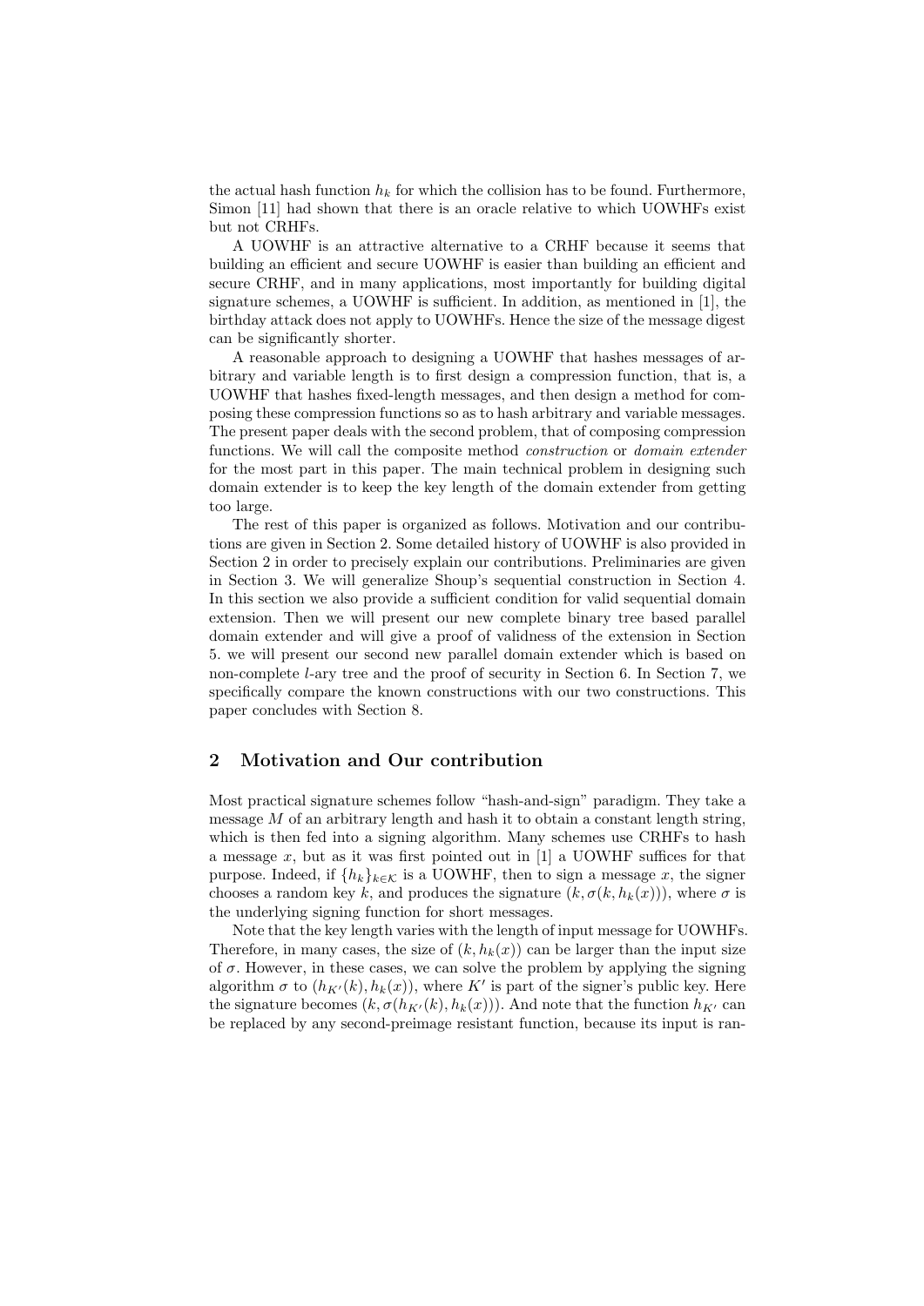the actual hash function $h_k$ for which the collision has to be found. Furthermore, Simon [11] had shown that there is an oracle relative to which UOWHFs exist but not CRHFs.

A UOWHF is an attractive alternative to a CRHF because it seems that building an efficient and secure UOWHF is easier than building an efficient and secure CRHF, and in many applications, most importantly for building digital signature schemes, a UOWHF is sufficient. In addition, as mentioned in [1], the birthday attack does not apply to UOWHFs. Hence the size of the message digest can be significantly shorter.

A reasonable approach to designing a UOWHF that hashes messages of arbitrary and variable length is to first design a compression function, that is, a UOWHF that hashes fixed-length messages, and then design a method for composing these compression functions so as to hash arbitrary and variable messages. The present paper deals with the second problem, that of composing compression functions. We will call the composite method *construction* or *domain extender* for the most part in this paper. The main technical problem in designing such domain extender is to keep the key length of the domain extender from getting too large.

The rest of this paper is organized as follows. Motivation and our contributions are given in Section 2. Some detailed history of UOWHF is also provided in Section 2 in order to precisely explain our contributions. Preliminaries are given in Section 3. We will generalize Shoup's sequential construction in Section 4. In this section we also provide a sufficient condition for valid sequential domain extension. Then we will present our new complete binary tree based parallel domain extender and will give a proof of validness of the extension in Section 5. we will present our second new parallel domain extender which is based on non-complete $l$-ary tree and the proof of security in Section 6. In Section 7, we specifically compare the known constructions with our two constructions. This paper concludes with Section 8.

## 2 Motivation and Our contribution

Most practical signature schemes follow "hash-and-sign" paradigm. They take a message $M$ of an arbitrary length and hash it to obtain a constant length string, which is then fed into a signing algorithm. Many schemes use CRHFs to hash a message $x$, but as it was first pointed out in [1] a UOWHF suffices for that purpose. Indeed, if $\{h_k\}_{k \in \mathcal{K}}$ is a UOWHF, then to sign a message $x$, the signer chooses a random key $k$, and produces the signature $(k, \sigma(k, h_k(x)))$, where $\sigma$ is the underlying signing function for short messages.

Note that the key length varies with the length of input message for UOWHFs. Therefore, in many cases, the size of $(k, h_k(x))$ can be larger than the input size of $\sigma$. However, in these cases, we can solve the problem by applying the signing algorithm $\sigma$ to $(h_{K'}(k), h_k(x))$, where $K'$ is part of the signer's public key. Here the signature becomes $(k, \sigma(h_{K'}(k), h_k(x)))$. And note that the function $h_{K'}$ can be replaced by any second-preimage resistant function, because its input is ran-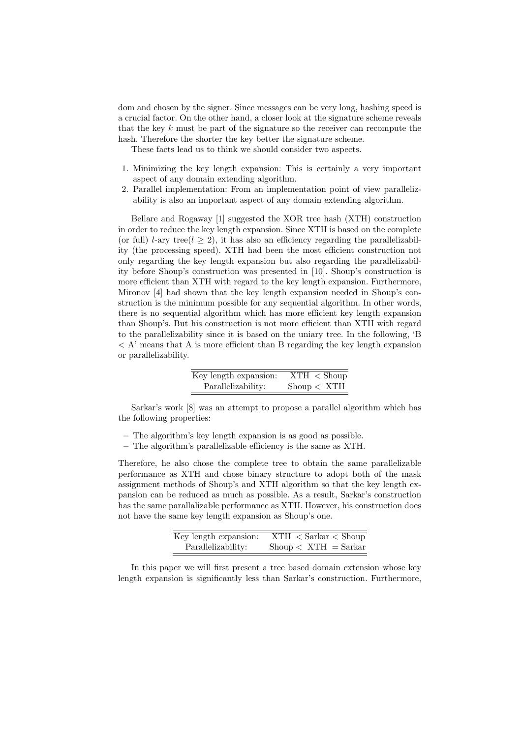dom and chosen by the signer. Since messages can be very long, hashing speed is a crucial factor. On the other hand, a closer look at the signature scheme reveals that the key $k$ must be part of the signature so the receiver can recompute the hash. Therefore the shorter the key better the signature scheme.

These facts lead us to think we should consider two aspects.

1. Minimizing the key length expansion: This is certainly a very important aspect of any domain extending algorithm.
2. Parallel implementation: From an implementation point of view parallelizability is also an important aspect of any domain extending algorithm.

Bellare and Rogaway [1] suggested the XOR tree hash (XTH) construction in order to reduce the key length expansion. Since XTH is based on the complete (or full) $l$-ary tree($l \geq 2$), it has also an efficiency regarding the parallelizability (the processing speed). XTH had been the most efficient construction not only regarding the key length expansion but also regarding the parallelizability before Shoup's construction was presented in [10]. Shoup's construction is more efficient than XTH with regard to the key length expansion. Furthermore, Mironov [4] had shown that the key length expansion needed in Shoup's construction is the minimum possible for any sequential algorithm. In other words, there is no sequential algorithm which has more efficient key length expansion than Shoup's. But his construction is not more efficient than XTH with regard to the parallelizability since it is based on the uniary tree. In the following, 'B < A' means that A is more efficient than B regarding the key length expansion or parallelizability.

| | |
|---|---|
| Key length expansion: | XTH < Shoup |
| Parallelizability: | Shoup < XTH |

Sarkar's work [8] was an attempt to propose a parallel algorithm which has the following properties:

- The algorithm's key length expansion is as good as possible.
- The algorithm's parallelizable efficiency is the same as XTH.

Therefore, he also chose the complete tree to obtain the same parallelizable performance as XTH and chose binary structure to adopt both of the mask assignment methods of Shoup's and XTH algorithm so that the key length expansion can be reduced as much as possible. As a result, Sarkar's construction has the same parallalizable performance as XTH. However, his construction does not have the same key length expansion as Shoup's one.

| | |
|---|---|
| Key length expansion: | XTH < Sarkar < Shoup |
| Parallelizability: | Shoup < XTH = Sarkar |

In this paper we will first present a tree based domain extension whose key length expansion is significantly less than Sarkar's construction. Furthermore,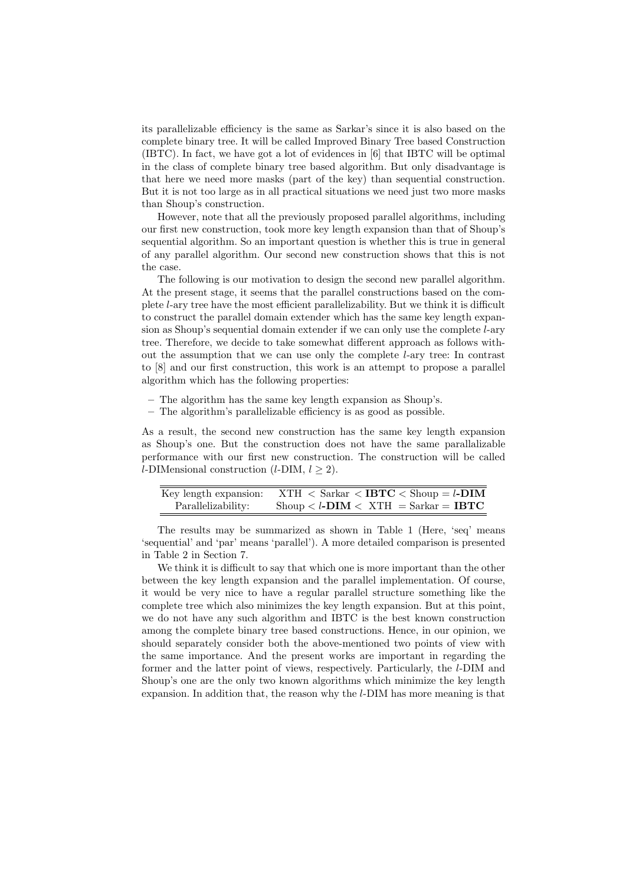its parallelizable efficiency is the same as Sarkar's since it is also based on the complete binary tree. It will be called Improved Binary Tree based Construction (IBTC). In fact, we have got a lot of evidences in [6] that IBTC will be optimal in the class of complete binary tree based algorithm. But only disadvantage is that here we need more masks (part of the key) than sequential construction. But it is not too large as in all practical situations we need just two more masks than Shoup's construction.

However, note that all the previously proposed parallel algorithms, including our first new construction, took more key length expansion than that of Shoup's sequential algorithm. So an important question is whether this is true in general of any parallel algorithm. Our second new construction shows that this is not the case.

The following is our motivation to design the second new parallel algorithm. At the present stage, it seems that the parallel constructions based on the complete $l$-ary tree have the most efficient parallelizability. But we think it is difficult to construct the parallel domain extender which has the same key length expansion as Shoup's sequential domain extender if we can only use the complete $l$-ary tree. Therefore, we decide to take somewhat different approach as follows without the assumption that we can use only the complete $l$-ary tree: In contrast to [8] and our first construction, this work is an attempt to propose a parallel algorithm which has the following properties:

– The algorithm has the same key length expansion as Shoup's.
– The algorithm's parallelizable efficiency is as good as possible.

As a result, the second new construction has the same key length expansion as Shoup's one. But the construction does not have the same parallalizable performance with our first new construction. The construction will be called $l$-DIMensional construction ($l$-DIM, $l \geq 2$).

| | |
|---|---|
| Key length expansion: | XTH $<$ Sarkar $<$ **IBTC** $<$ Shoup $=$ ***l*-DIM** |
| Parallelizability: | Shoup $<$ ***l*-DIM** $<$ XTH $=$ Sarkar $=$ **IBTC** |

The results may be summarized as shown in Table 1 (Here, 'seq' means 'sequential' and 'par' means 'parallel'). A more detailed comparison is presented in Table 2 in Section 7.

We think it is difficult to say that which one is more important than the other between the key length expansion and the parallel implementation. Of course, it would be very nice to have a regular parallel structure something like the complete tree which also minimizes the key length expansion. But at this point, we do not have any such algorithm and IBTC is the best known construction among the complete binary tree based constructions. Hence, in our opinion, we should separately consider both the above-mentioned two points of view with the same importance. And the present works are important in regarding the former and the latter point of views, respectively. Particularly, the $l$-DIM and Shoup's one are the only two known algorithms which minimize the key length expansion. In addition that, the reason why the $l$-DIM has more meaning is that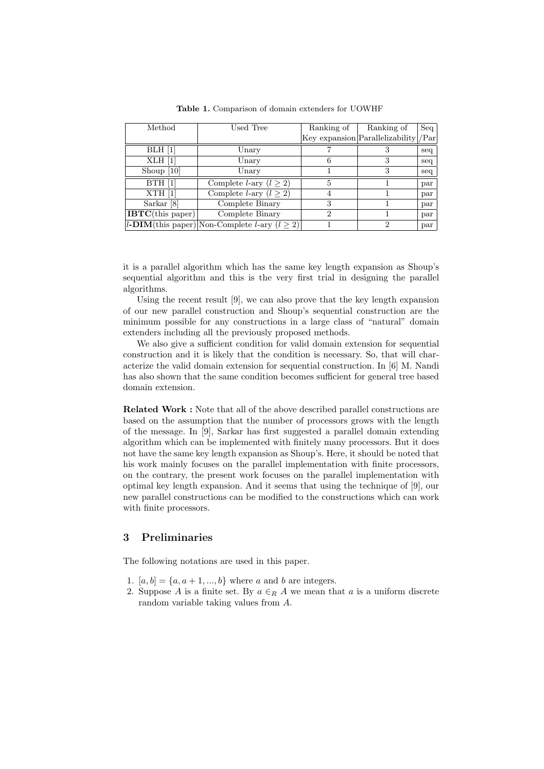**Table 1.** Comparison of domain extenders for UOWHF

| Method | Used Tree | Ranking of Key expansion | Ranking of Parallelizability | Seq /Par |
|---|---|---|---|---|
| BLH [1] | Unary | 7 | 3 | seq |
| XLH [1] | Unary | 6 | 3 | seq |
| Shoup [10] | Unary | 1 | 3 | seq |
| BTH [1] | Complete $l$-ary ($l \geq 2$) | 5 | 1 | par |
| XTH [1] | Complete $l$-ary ($l \geq 2$) | 4 | 1 | par |
| Sarkar [8] | Complete Binary | 3 | 1 | par |
| **IBTC**(this paper) | Complete Binary | 2 | 1 | par |
| $l$-**DIM**(this paper) | Non-Complete $l$-ary ($l \geq 2$) | 1 | 2 | par |

it is a parallel algorithm which has the same key length expansion as Shoup's sequential algorithm and this is the very first trial in designing the parallel algorithms.

Using the recent result [9], we can also prove that the key length expansion of our new parallel construction and Shoup's sequential construction are the minimum possible for any constructions in a large class of "natural" domain extenders including all the previously proposed methods.

We also give a sufficient condition for valid domain extension for sequential construction and it is likely that the condition is necessary. So, that will characterize the valid domain extension for sequential construction. In [6] M. Nandi has also shown that the same condition becomes sufficient for general tree based domain extension.

**Related Work :** Note that all of the above described parallel constructions are based on the assumption that the number of processors grows with the length of the message. In [9], Sarkar has first suggested a parallel domain extending algorithm which can be implemented with finitely many processors. But it does not have the same key length expansion as Shoup's. Here, it should be noted that his work mainly focuses on the parallel implementation with finite processors, on the contrary, the present work focuses on the parallel implementation with optimal key length expansion. And it seems that using the technique of [9], our new parallel constructions can be modified to the constructions which can work with finite processors.

## 3 Preliminaries

The following notations are used in this paper.

1. $[a, b] = \{a, a+1, ..., b\}$ where $a$ and $b$ are integers.
2. Suppose $A$ is a finite set. By $a \in_R A$ we mean that $a$ is a uniform discrete random variable taking values from $A$.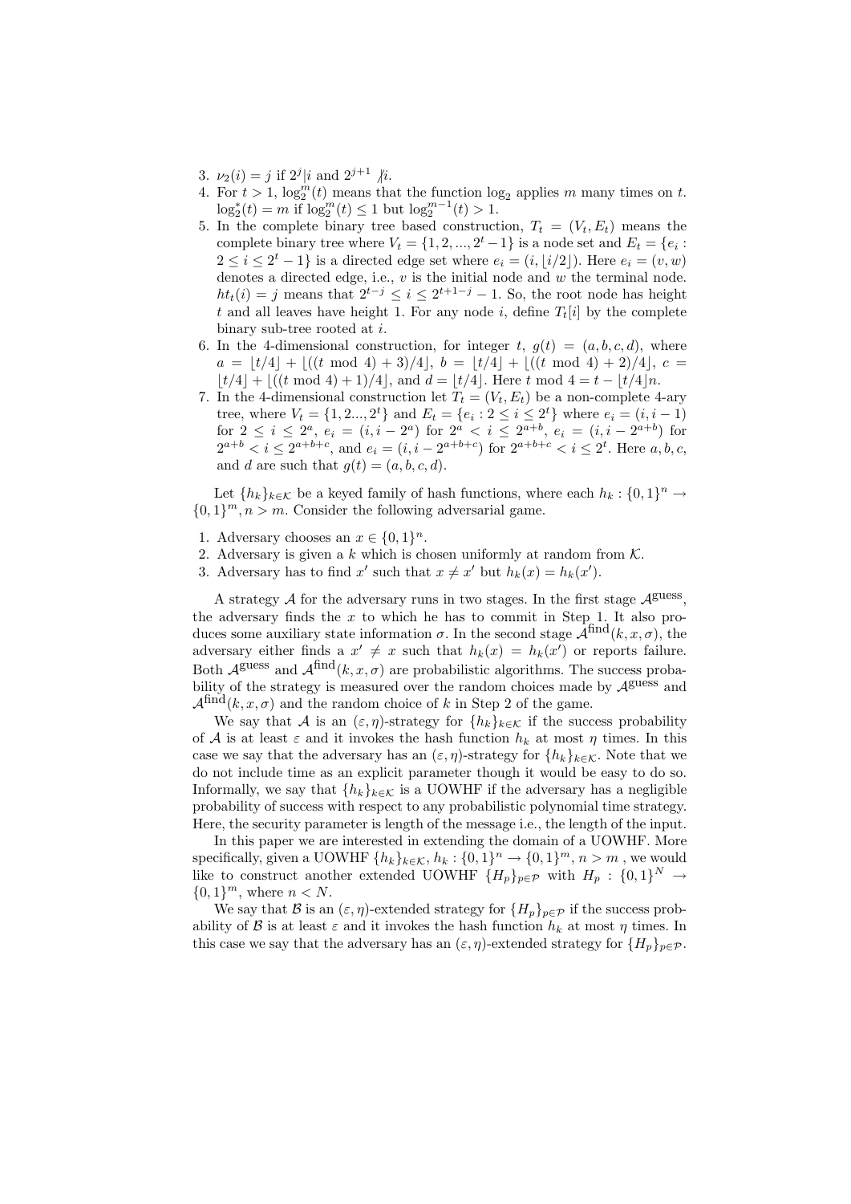3. $\nu_2(i) = j$ if $2^j | i$ and $2^{j+1} \not| i$.
4. For $t > 1$, $\log_2^m(t)$ means that the function $\log_2$ applies $m$ many times on $t$. $\log_2^*(t) = m$ if $\log_2^m(t) \leq 1$ but $\log_2^{m-1}(t) > 1$.
5. In the complete binary tree based construction, $T_t = (V_t, E_t)$ means the complete binary tree where $V_t = \{1, 2, ..., 2^t - 1\}$ is a node set and $E_t = \{e_i : 2 \leq i \leq 2^t - 1\}$ is a directed edge set where $e_i = (i, \lfloor i/2 \rfloor)$. Here $e_i = (v, w)$ denotes a directed edge, i.e., $v$ is the initial node and $w$ the terminal node. $ht_t(i) = j$ means that $2^{t-j} \leq i \leq 2^{t+1-j} - 1$. So, the root node has height $t$ and all leaves have height 1. For any node $i$, define $T_t[i]$ by the complete binary sub-tree rooted at $i$.
6. In the 4-dimensional construction, for integer $t$, $g(t) = (a, b, c, d)$, where $a = \lfloor t/4 \rfloor + \lfloor ((t \bmod 4) + 3)/4 \rfloor$, $b = \lfloor t/4 \rfloor + \lfloor ((t \bmod 4) + 2)/4 \rfloor$, $c = \lfloor t/4 \rfloor + \lfloor ((t \bmod 4) + 1)/4 \rfloor$, and $d = \lfloor t/4 \rfloor$. Here $t \bmod 4 = t - \lfloor t/4 \rfloor n$.
7. In the 4-dimensional construction let $T_t = (V_t, E_t)$ be a non-complete 4-ary tree, where $V_t = \{1, 2..., 2^t\}$ and $E_t = \{e_i : 2 \leq i \leq 2^t\}$ where $e_i = (i, i-1)$ for $2 \leq i \leq 2^a$, $e_i = (i, i - 2^a)$ for $2^a < i \leq 2^{a+b}$, $e_i = (i, i - 2^{a+b})$ for $2^{a+b} < i \leq 2^{a+b+c}$, and $e_i = (i, i - 2^{a+b+c})$ for $2^{a+b+c} < i \leq 2^t$. Here $a, b, c$, and $d$ are such that $g(t) = (a, b, c, d)$.

Let $\{h_k\}_{k \in \mathcal{K}}$ be a keyed family of hash functions, where each $h_k : \{0,1\}^n \rightarrow \{0,1\}^m, n > m$. Consider the following adversarial game.

1. Adversary chooses an $x \in \{0,1\}^n$.
2. Adversary is given a $k$ which is chosen uniformly at random from $\mathcal{K}$.
3. Adversary has to find $x'$ such that $x \neq x'$ but $h_k(x) = h_k(x')$.

A strategy $\mathcal{A}$ for the adversary runs in two stages. In the first stage $\mathcal{A}^{\text{guess}}$, the adversary finds the $x$ to which he has to commit in Step 1. It also produces some auxiliary state information $\sigma$. In the second stage $\mathcal{A}^{\text{find}}(k, x, \sigma)$, the adversary either finds a $x' \neq x$ such that $h_k(x) = h_k(x')$ or reports failure. Both $\mathcal{A}^{\text{guess}}$ and $\mathcal{A}^{\text{find}}(k, x, \sigma)$ are probabilistic algorithms. The success probability of the strategy is measured over the random choices made by $\mathcal{A}^{\text{guess}}$ and $\mathcal{A}^{\text{find}}(k, x, \sigma)$ and the random choice of $k$ in Step 2 of the game.

We say that $\mathcal{A}$ is an $(\varepsilon, \eta)$-strategy for $\{h_k\}_{k \in \mathcal{K}}$ if the success probability of $\mathcal{A}$ is at least $\varepsilon$ and it invokes the hash function $h_k$ at most $\eta$ times. In this case we say that the adversary has an $(\varepsilon, \eta)$-strategy for $\{h_k\}_{k \in \mathcal{K}}$. Note that we do not include time as an explicit parameter though it would be easy to do so. Informally, we say that $\{h_k\}_{k \in \mathcal{K}}$ is a UOWHF if the adversary has a negligible probability of success with respect to any probabilistic polynomial time strategy. Here, the security parameter is length of the message i.e., the length of the input.

In this paper we are interested in extending the domain of a UOWHF. More specifically, given a UOWHF $\{h_k\}_{k \in \mathcal{K}}$, $h_k : \{0,1\}^n \rightarrow \{0,1\}^m$, $n > m$ , we would like to construct another extended UOWHF $\{H_p\}_{p \in \mathcal{P}}$ with $H_p : \{0,1\}^N \rightarrow \{0,1\}^m$, where $n < N$.

We say that $\mathcal{B}$ is an $(\varepsilon, \eta)$-extended strategy for $\{H_p\}_{p \in \mathcal{P}}$ if the success probability of $\mathcal{B}$ is at least $\varepsilon$ and it invokes the hash function $h_k$ at most $\eta$ times. In this case we say that the adversary has an $(\varepsilon, \eta)$-extended strategy for $\{H_p\}_{p \in \mathcal{P}}$.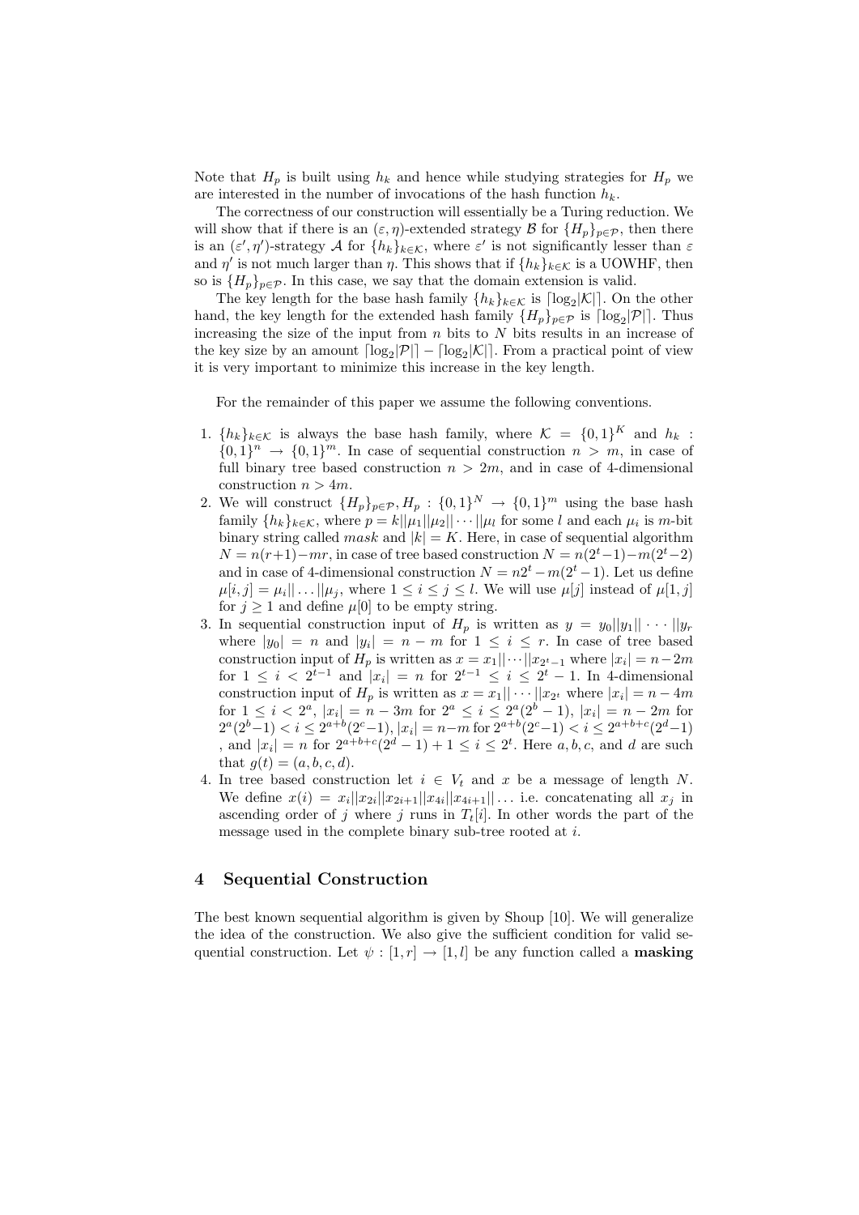Note that $H_p$ is built using $h_k$ and hence while studying strategies for $H_p$ we are interested in the number of invocations of the hash function $h_k$.

The correctness of our construction will essentially be a Turing reduction. We will show that if there is an $(\varepsilon, \eta)$-extended strategy $\mathcal{B}$ for $\{H_p\}_{p\in\mathcal{P}}$, then there is an $(\varepsilon', \eta')$-strategy $\mathcal{A}$ for $\{h_k\}_{k\in\mathcal{K}}$, where $\varepsilon'$ is not significantly lesser than $\varepsilon$ and $\eta'$ is not much larger than $\eta$. This shows that if $\{h_k\}_{k\in\mathcal{K}}$ is a UOWHF, then so is $\{H_p\}_{p\in\mathcal{P}}$. In this case, we say that the domain extension is valid.

The key length for the base hash family $\{h_k\}_{k\in\mathcal{K}}$ is $\lceil \log_2 |\mathcal{K}| \rceil$. On the other hand, the key length for the extended hash family $\{H_p\}_{p\in\mathcal{P}}$ is $\lceil \log_2 |\mathcal{P}| \rceil$. Thus increasing the size of the input from $n$ bits to $N$ bits results in an increase of the key size by an amount $\lceil \log_2 |\mathcal{P}| \rceil - \lceil \log_2 |\mathcal{K}| \rceil$. From a practical point of view it is very important to minimize this increase in the key length.

For the remainder of this paper we assume the following conventions.

1. $\{h_k\}_{k\in\mathcal{K}}$ is always the base hash family, where $\mathcal{K} = \{0,1\}^K$ and $h_k : \{0,1\}^n \to \{0,1\}^m$. In case of sequential construction $n > m$, in case of full binary tree based construction $n > 2m$, and in case of 4-dimensional construction $n > 4m$.
2. We will construct $\{H_p\}_{p\in\mathcal{P}}, H_p : \{0,1\}^N \to \{0,1\}^m$ using the base hash family $\{h_k\}_{k\in\mathcal{K}}$, where $p = k||\mu_1||\mu_2||\cdots||\mu_l$ for some $l$ and each $\mu_i$ is $m$-bit binary string called *mask* and $|k| = K$. Here, in case of sequential algorithm $N = n(r+1) - mr$, in case of tree based construction $N = n(2^t - 1) - m(2^t - 2)$ and in case of 4-dimensional construction $N = n2^t - m(2^t - 1)$. Let us define $\mu[i,j] = \mu_i||\ldots||\mu_j$, where $1 \le i \le j \le l$. We will use $\mu[j]$ instead of $\mu[1,j]$ for $j \ge 1$ and define $\mu[0]$ to be empty string.
3. In sequential construction input of $H_p$ is written as $y = y_0||y_1||\cdots||y_r$ where $|y_0| = n$ and $|y_i| = n - m$ for $1 \le i \le r$. In case of tree based construction input of $H_p$ is written as $x = x_1||\cdots||x_{2^t-1}$ where $|x_i| = n - 2m$ for $1 \le i < 2^{t-1}$ and $|x_i| = n$ for $2^{t-1} \le i \le 2^t - 1$. In 4-dimensional construction input of $H_p$ is written as $x = x_1||\cdots||x_{2^t}$ where $|x_i| = n - 4m$ for $1 \le i < 2^a$, $|x_i| = n - 3m$ for $2^a \le i \le 2^a(2^b - 1)$, $|x_i| = n - 2m$ for $2^a(2^b-1) < i \le 2^{a+b}(2^c-1)$, $|x_i| = n - m$ for $2^{a+b}(2^c-1) < i \le 2^{a+b+c}(2^d-1)$ , and $|x_i| = n$ for $2^{a+b+c}(2^d - 1) + 1 \le i \le 2^t$. Here $a, b, c$, and $d$ are such that $g(t) = (a, b, c, d)$.
4. In tree based construction let $i \in V_t$ and $x$ be a message of length $N$. We define $x(i) = x_i||x_{2i}||x_{2i+1}||x_{4i}||x_{4i+1}||\ldots$ i.e. concatenating all $x_j$ in ascending order of $j$ where $j$ runs in $T_t[i]$. In other words the part of the message used in the complete binary sub-tree rooted at $i$.

## 4 Sequential Construction

The best known sequential algorithm is given by Shoup [10]. We will generalize the idea of the construction. We also give the sufficient condition for valid sequential construction. Let $\psi : [1,r] \to [1,l]$ be any function called a **masking**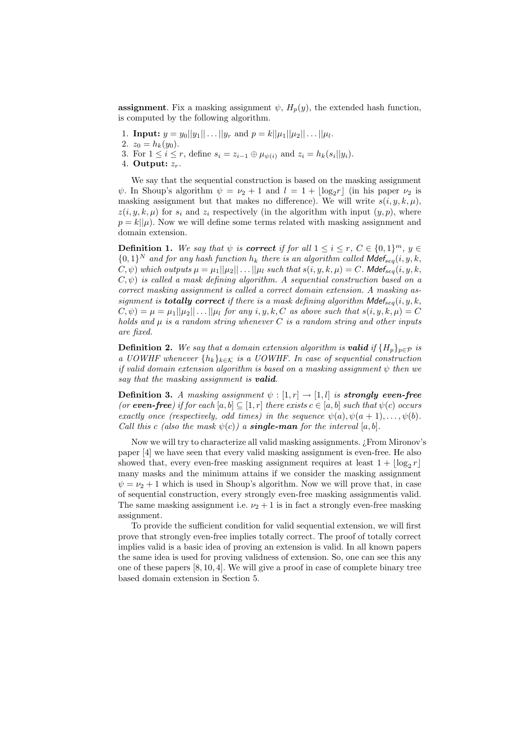**assignment**. Fix a masking assignment $\psi$, $H_p(y)$, the extended hash function, is computed by the following algorithm.

1. **Input:** $y = y_0||y_1||\dots||y_r$ and $p = k||\mu_1||\mu_2||\dots||\mu_l$.
2. $z_0 = h_k(y_0)$.
3. For $1 \leq i \leq r$, define $s_i = z_{i-1} \oplus \mu_{\psi(i)}$ and $z_i = h_k(s_i||y_i)$.
4. **Output:** $z_r$.

We say that the sequential construction is based on the masking assignment $\psi$. In Shoup's algorithm $\psi = \nu_2 + 1$ and $l = 1 + \lfloor \log_2 r \rfloor$ (in his paper $\nu_2$ is masking assignment but that makes no difference). We will write $s(i, y, k, \mu)$, $z(i, y, k, \mu)$ for $s_i$ and $z_i$ respectively (in the algorithm with input $(y, p)$, where $p = k||\mu$). Now we will define some terms related with masking assignment and domain extension.

**Definition 1.** *We say that $\psi$ is* ***correct*** *if for all $1 \leq i \leq r$, $C \in \{0,1\}^m$, $y \in \{0,1\}^N$ and for any hash function $h_k$ there is an algorithm called $\mathsf{Mdef}_{seq}(i, y, k, C, \psi)$ which outputs $\mu = \mu_1||\mu_2||\dots||\mu_l$ such that $s(i, y, k, \mu) = C$. $\mathsf{Mdef}_{seq}(i, y, k, C, \psi)$ is called a mask defining algorithm. A sequential construction based on a correct masking assignment is called a correct domain extension. A masking assignment is* ***totally correct*** *if there is a mask defining algorithm $\mathsf{Mdef}_{seq}(i, y, k, C, \psi) = \mu = \mu_1||\mu_2||\dots||\mu_l$ for any $i, y, k, C$ as above such that $s(i, y, k, \mu) = C$ holds and $\mu$ is a random string whenever $C$ is a random string and other inputs are fixed.*

**Definition 2.** *We say that a domain extension algorithm is* ***valid*** *if $\{H_p\}_{p \in \mathcal{P}}$ is a UOWHF whenever $\{h_k\}_{k \in \mathcal{K}}$ is a UOWHF. In case of sequential construction if valid domain extension algorithm is based on a masking assignment $\psi$ then we say that the masking assignment is* ***valid****.*

**Definition 3.** *A masking assignment $\psi : [1, r] \to [1, l]$ is* ***strongly even-free*** *(or* ***even-free****) if for each $[a, b] \subseteq [1, r]$ there exists $c \in [a, b]$ such that $\psi(c)$ occurs exactly once (respectively, odd times) in the sequence $\psi(a), \psi(a+1), \dots, \psi(b)$. Call this $c$ (also the mask $\psi(c)$) a* ***single-man*** *for the interval $[a, b]$.*

Now we will try to characterize all valid masking assignments. ¿From Mironov's paper [4] we have seen that every valid masking assignment is even-free. He also showed that, every even-free masking assignment requires at least $1 + \lfloor \log_2 r \rfloor$ many masks and the minimum attains if we consider the masking assignment $\psi = \nu_2 + 1$ which is used in Shoup's algorithm. Now we will prove that, in case of sequential construction, every strongly even-free masking assignmentis valid. The same masking assignment i.e. $\nu_2 + 1$ is in fact a strongly even-free masking assignment.

To provide the sufficient condition for valid sequential extension, we will first prove that strongly even-free implies totally correct. The proof of totally correct implies valid is a basic idea of proving an extension is valid. In all known papers the same idea is used for proving validness of extension. So, one can see this any one of these papers [8, 10, 4]. We will give a proof in case of complete binary tree based domain extension in Section 5.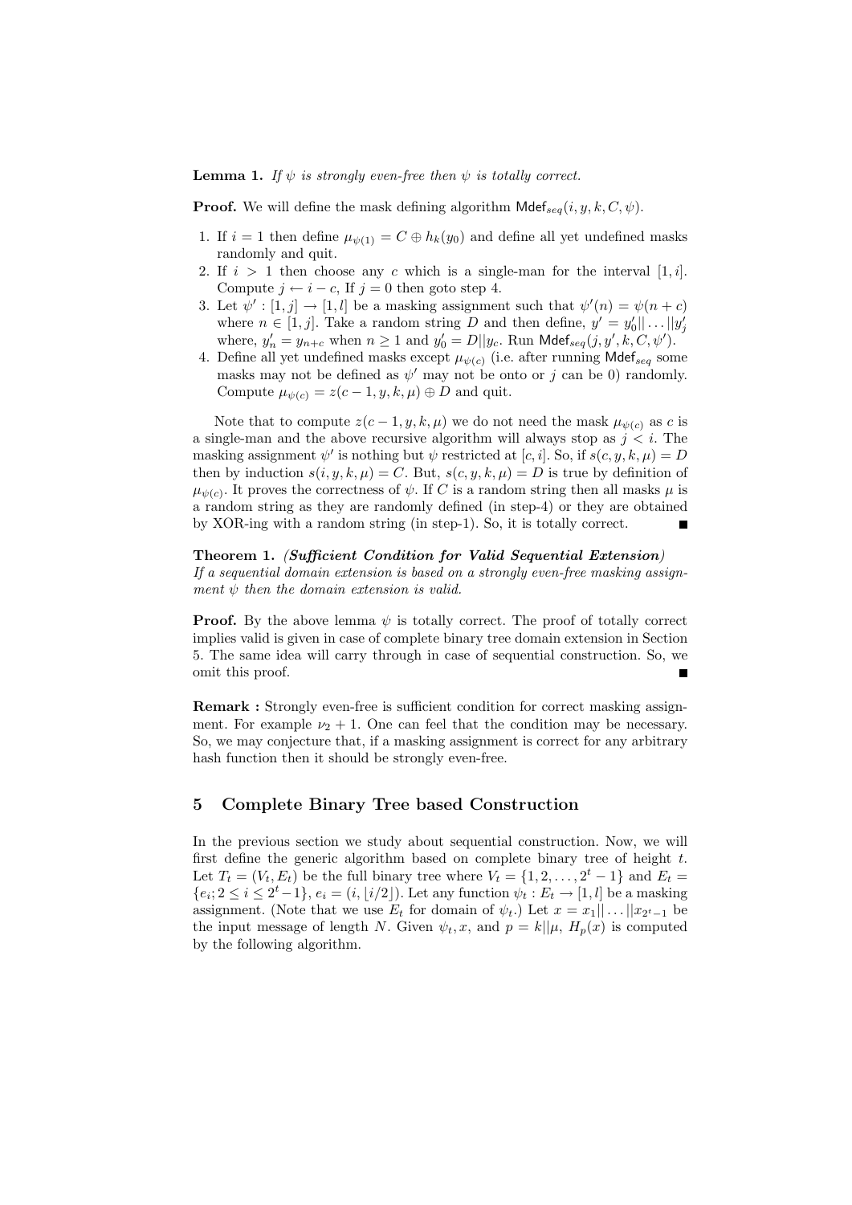**Lemma 1.** *If $\psi$ is strongly even-free then $\psi$ is totally correct.*

**Proof.** We will define the mask defining algorithm $\mathsf{Mdef}_{seq}(i, y, k, C, \psi)$.

1. If $i = 1$ then define $\mu_{\psi(1)} = C \oplus h_k(y_0)$ and define all yet undefined masks randomly and quit.
2. If $i > 1$ then choose any $c$ which is a single-man for the interval $[1, i]$. Compute $j \leftarrow i - c$, If $j = 0$ then goto step 4.
3. Let $\psi' : [1, j] \to [1, l]$ be a masking assignment such that $\psi'(n) = \psi(n + c)$ where $n \in [1, j]$. Take a random string $D$ and then define, $y' = y'_0 || \dots || y'_j$ where, $y'_n = y_{n+c}$ when $n \geq 1$ and $y'_0 = D || y_c$. Run $\mathsf{Mdef}_{seq}(j, y', k, C, \psi')$.
4. Define all yet undefined masks except $\mu_{\psi(c)}$ (i.e. after running $\mathsf{Mdef}_{seq}$ some masks may not be defined as $\psi'$ may not be onto or $j$ can be 0) randomly. Compute $\mu_{\psi(c)} = z(c - 1, y, k, \mu) \oplus D$ and quit.

Note that to compute $z(c - 1, y, k, \mu)$ we do not need the mask $\mu_{\psi(c)}$ as $c$ is a single-man and the above recursive algorithm will always stop as $j < i$. The masking assignment $\psi'$ is nothing but $\psi$ restricted at $[c, i]$. So, if $s(c, y, k, \mu) = D$ then by induction $s(i, y, k, \mu) = C$. But, $s(c, y, k, \mu) = D$ is true by definition of $\mu_{\psi(c)}$. It proves the correctness of $\psi$. If $C$ is a random string then all masks $\mu$ is a random string as they are randomly defined (in step-4) or they are obtained by XOR-ing with a random string (in step-1). So, it is totally correct. ∎

**Theorem 1.** ***(Sufficient Condition for Valid Sequential Extension)*** *If a sequential domain extension is based on a strongly even-free masking assignment $\psi$ then the domain extension is valid.*

**Proof.** By the above lemma $\psi$ is totally correct. The proof of totally correct implies valid is given in case of complete binary tree domain extension in Section 5. The same idea will carry through in case of sequential construction. So, we omit this proof. ∎

**Remark :** Strongly even-free is sufficient condition for correct masking assignment. For example $\nu_2 + 1$. One can feel that the condition may be necessary. So, we may conjecture that, if a masking assignment is correct for any arbitrary hash function then it should be strongly even-free.

## 5 Complete Binary Tree based Construction

In the previous section we study about sequential construction. Now, we will first define the generic algorithm based on complete binary tree of height $t$. Let $T_t = (V_t, E_t)$ be the full binary tree where $V_t = \{1, 2, \dots, 2^t - 1\}$ and $E_t = \{e_i; 2 \leq i \leq 2^t - 1\}$, $e_i = (i, \lfloor i/2 \rfloor)$. Let any function $\psi_t : E_t \to [1, l]$ be a masking assignment. (Note that we use $E_t$ for domain of $\psi_t$.) Let $x = x_1 || \dots || x_{2^t - 1}$ be the input message of length $N$. Given $\psi_t, x$, and $p = k || \mu$, $H_p(x)$ is computed by the following algorithm.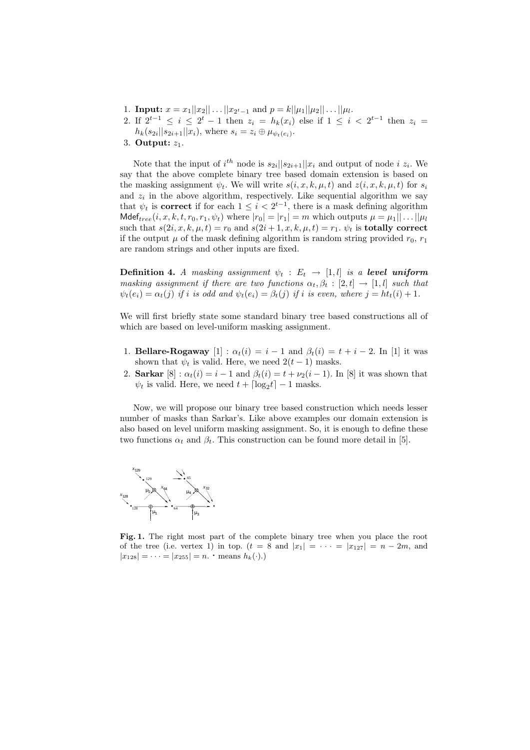1. **Input:** $x = x_1||x_2||\ldots||x_{2^t-1}$ and $p = k||\mu_1||\mu_2||\ldots||\mu_l$.
2. If $2^{t-1} \le i \le 2^t - 1$ then $z_i = h_k(x_i)$ else if $1 \le i < 2^{t-1}$ then $z_i = h_k(s_{2i}||s_{2i+1}||x_i)$, where $s_i = z_i \oplus \mu_{\psi_t(e_i)}$.
3. **Output:** $z_1$.

Note that the input of $i^{th}$ node is $s_{2i}||s_{2i+1}||x_i$ and output of node $i$ $z_i$. We say that the above complete binary tree based domain extension is based on the masking assignment $\psi_t$. We will write $s(i, x, k, \mu, t)$ and $z(i, x, k, \mu, t)$ for $s_i$ and $z_i$ in the above algorithm, respectively. Like sequential algorithm we say that $\psi_t$ is **correct** if for each $1 \le i < 2^{t-1}$, there is a mask defining algorithm $\mathsf{Mdef}_{tree}(i, x, k, t, r_0, r_1, \psi_t)$ where $|r_0| = |r_1| = m$ which outputs $\mu = \mu_1||\ldots||\mu_l$ such that $s(2i, x, k, \mu, t) = r_0$ and $s(2i+1, x, k, \mu, t) = r_1$. $\psi_t$ is **totally correct** if the output $\mu$ of the mask defining algorithm is random string provided $r_0$, $r_1$ are random strings and other inputs are fixed.

**Definition 4.** *A masking assignment $\psi_t : E_t \to [1, l]$ is a **level uniform** masking assignment if there are two functions $\alpha_t, \beta_t : [2, t] \to [1, l]$ such that $\psi_t(e_i) = \alpha_t(j)$ if $i$ is odd and $\psi_t(e_i) = \beta_t(j)$ if $i$ is even, where $j = ht_t(i) + 1$.*

We will first briefly state some standard binary tree based constructions all of which are based on level-uniform masking assignment.

1. **Bellare-Rogaway** [1] : $\alpha_t(i) = i - 1$ and $\beta_t(i) = t + i - 2$. In [1] it was shown that $\psi_t$ is valid. Here, we need $2(t-1)$ masks.
2. **Sarkar** [8] : $\alpha_t(i) = i - 1$ and $\beta_t(i) = t + \nu_2(i-1)$. In [8] it was shown that $\psi_t$ is valid. Here, we need $t + \lceil \log_2 t \rceil - 1$ masks.

Now, we will propose our binary tree based construction which needs lesser number of masks than Sarkar's. Like above examples our domain extension is also based on level uniform masking assignment. So, it is enough to define these two functions $\alpha_t$ and $\beta_t$. This construction can be found more detail in [5].

**Fig. 1.** The right most part of the complete binary tree when you place the root of the tree (i.e. vertex 1) in top. ($t = 8$ and $|x_1| = \cdots = |x_{127}| = n - 2m$, and $|x_{128}| = \cdots = |x_{255}| = n$. $\cdot$ means $h_k(\cdot)$.)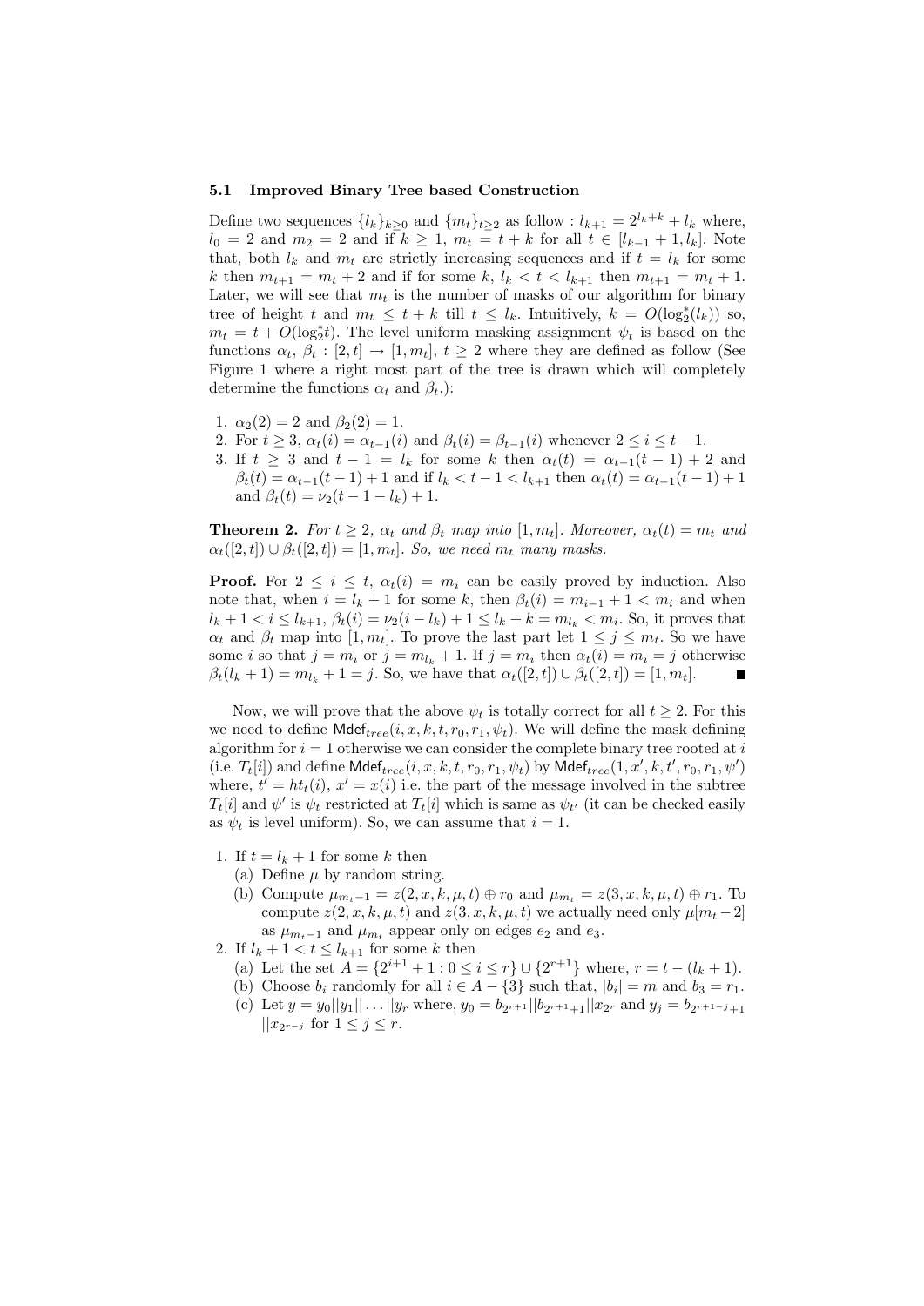### 5.1 Improved Binary Tree based Construction

Define two sequences $\{l_k\}_{k \geq 0}$ and $\{m_t\}_{t \geq 2}$ as follow : $l_{k+1} = 2^{l_k + k} + l_k$ where, $l_0 = 2$ and $m_2 = 2$ and if $k \geq 1$, $m_t = t + k$ for all $t \in [l_{k-1} + 1, l_k]$. Note that, both $l_k$ and $m_t$ are strictly increasing sequences and if $t = l_k$ for some $k$ then $m_{t+1} = m_t + 2$ and if for some $k$, $l_k < t < l_{k+1}$ then $m_{t+1} = m_t + 1$. Later, we will see that $m_t$ is the number of masks of our algorithm for binary tree of height $t$ and $m_t \leq t + k$ till $t \leq l_k$. Intuitively, $k = O(\log_2^*(l_k))$ so, $m_t = t + O(\log_2^* t)$. The level uniform masking assignment $\psi_t$ is based on the functions $\alpha_t$, $\beta_t : [2, t] \to [1, m_t]$, $t \geq 2$ where they are defined as follow (See Figure 1 where a right most part of the tree is drawn which will completely determine the functions $\alpha_t$ and $\beta_t$.):

1. $\alpha_2(2) = 2$ and $\beta_2(2) = 1$.
2. For $t \geq 3$, $\alpha_t(i) = \alpha_{t-1}(i)$ and $\beta_t(i) = \beta_{t-1}(i)$ whenever $2 \leq i \leq t-1$.
3. If $t \geq 3$ and $t - 1 = l_k$ for some $k$ then $\alpha_t(t) = \alpha_{t-1}(t-1) + 2$ and $\beta_t(t) = \alpha_{t-1}(t-1) + 1$ and if $l_k < t - 1 < l_{k+1}$ then $\alpha_t(t) = \alpha_{t-1}(t-1) + 1$ and $\beta_t(t) = \nu_2(t - 1 - l_k) + 1$.

**Theorem 2.** *For $t \geq 2$, $\alpha_t$ and $\beta_t$ map into $[1, m_t]$. Moreover, $\alpha_t(t) = m_t$ and $\alpha_t([2,t]) \cup \beta_t([2,t]) = [1, m_t]$. So, we need $m_t$ many masks.*

**Proof.** For $2 \leq i \leq t$, $\alpha_t(i) = m_i$ can be easily proved by induction. Also note that, when $i = l_k + 1$ for some $k$, then $\beta_t(i) = m_{i-1} + 1 < m_i$ and when $l_k + 1 < i \leq l_{k+1}$, $\beta_t(i) = \nu_2(i - l_k) + 1 \leq l_k + k = m_{l_k} < m_i$. So, it proves that $\alpha_t$ and $\beta_t$ map into $[1, m_t]$. To prove the last part let $1 \leq j \leq m_t$. So we have some $i$ so that $j = m_i$ or $j = m_{l_k} + 1$. If $j = m_i$ then $\alpha_t(i) = m_i = j$ otherwise $\beta_t(l_k + 1) = m_{l_k} + 1 = j$. So, we have that $\alpha_t([2,t]) \cup \beta_t([2,t]) = [1, m_t]$. ∎

Now, we will prove that the above $\psi_t$ is totally correct for all $t \geq 2$. For this we need to define $\mathsf{Mdef}_{tree}(i, x, k, t, r_0, r_1, \psi_t)$. We will define the mask defining algorithm for $i = 1$ otherwise we can consider the complete binary tree rooted at $i$ (i.e. $T_t[i]$) and define $\mathsf{Mdef}_{tree}(i, x, k, t, r_0, r_1, \psi_t)$ by $\mathsf{Mdef}_{tree}(1, x', k, t', r_0, r_1, \psi')$ where, $t' = ht_t(i)$, $x' = x(i)$ i.e. the part of the message involved in the subtree $T_t[i]$ and $\psi'$ is $\psi_t$ restricted at $T_t[i]$ which is same as $\psi_{t'}$ (it can be checked easily as $\psi_t$ is level uniform). So, we can assume that $i = 1$.

1. If $t = l_k + 1$ for some $k$ then
   (a) Define $\mu$ by random string.
   (b) Compute $\mu_{m_t - 1} = z(2, x, k, \mu, t) \oplus r_0$ and $\mu_{m_t} = z(3, x, k, \mu, t) \oplus r_1$. To compute $z(2, x, k, \mu, t)$ and $z(3, x, k, \mu, t)$ we actually need only $\mu[m_t - 2]$ as $\mu_{m_t - 1}$ and $\mu_{m_t}$ appear only on edges $e_2$ and $e_3$.
2. If $l_k + 1 < t \leq l_{k+1}$ for some $k$ then
   (a) Let the set $A = \{2^{i+1} + 1 : 0 \leq i \leq r\} \cup \{2^{r+1}\}$ where, $r = t - (l_k + 1)$.
   (b) Choose $b_i$ randomly for all $i \in A - \{3\}$ such that, $|b_i| = m$ and $b_3 = r_1$.
   (c) Let $y = y_0 || y_1 || \ldots || y_r$ where, $y_0 = b_{2^{r+1}} || b_{2^{r+1}+1} || x_{2^r}$ and $y_j = b_{2^{r+1-j}+1} || x_{2^{r-j}}$ for $1 \leq j \leq r$.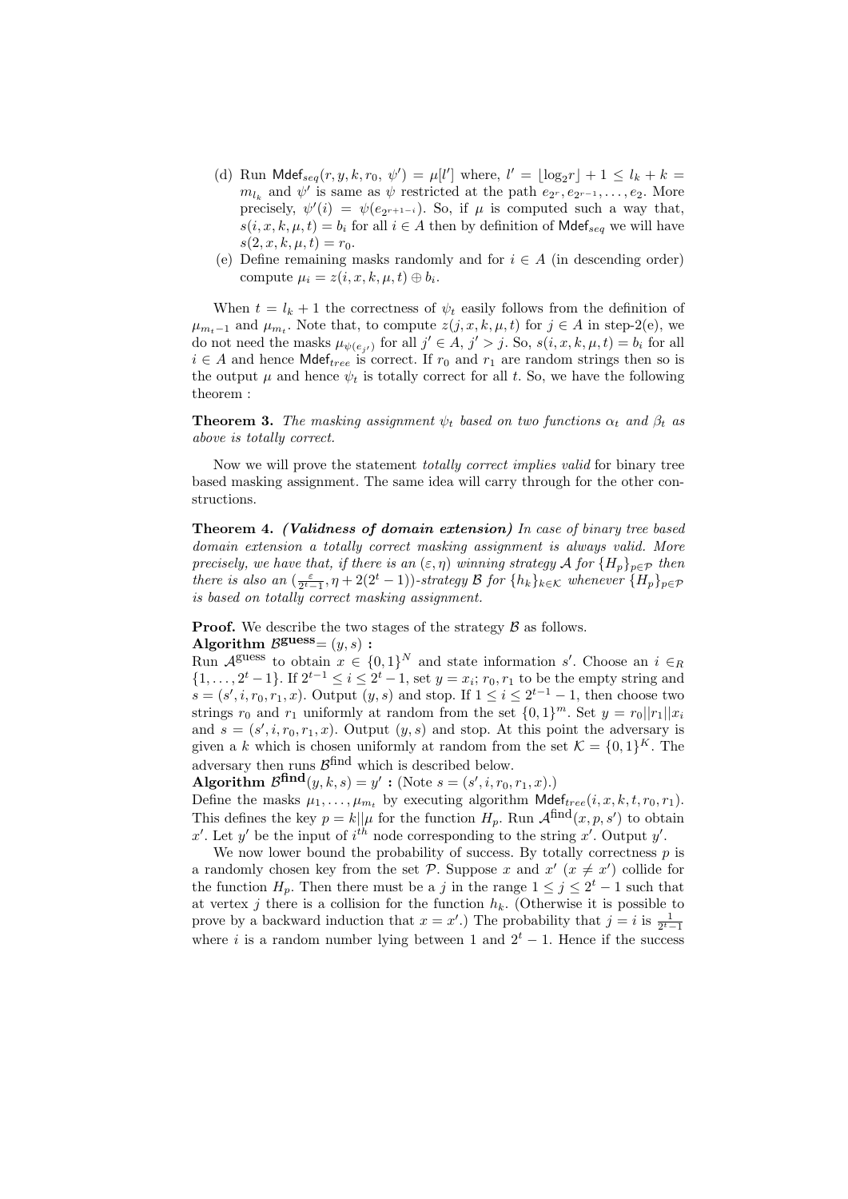(d) Run $\mathsf{Mdef}_{seq}(r, y, k, r_0,\ \psi') = \mu[l']$ where, $l' = \lfloor \log_2 r \rfloor + 1 \le l_k + k = m_{l_k}$ and $\psi'$ is same as $\psi$ restricted at the path $e_{2^r}, e_{2^{r-1}}, \ldots, e_2$. More precisely, $\psi'(i) = \psi(e_{2^{r+1-i}})$. So, if $\mu$ is computed such a way that, $s(i, x, k, \mu, t) = b_i$ for all $i \in A$ then by definition of $\mathsf{Mdef}_{seq}$ we will have $s(2, x, k, \mu, t) = r_0$.

(e) Define remaining masks randomly and for $i \in A$ (in descending order) compute $\mu_i = z(i, x, k, \mu, t) \oplus b_i$.

When $t = l_k + 1$ the correctness of $\psi_t$ easily follows from the definition of $\mu_{m_t - 1}$ and $\mu_{m_t}$. Note that, to compute $z(j, x, k, \mu, t)$ for $j \in A$ in step-2(e), we do not need the masks $\mu_{\psi(e_{j'})}$ for all $j' \in A$, $j' > j$. So, $s(i, x, k, \mu, t) = b_i$ for all $i \in A$ and hence $\mathsf{Mdef}_{tree}$ is correct. If $r_0$ and $r_1$ are random strings then so is the output $\mu$ and hence $\psi_t$ is totally correct for all $t$. So, we have the following theorem :

**Theorem 3.** *The masking assignment $\psi_t$ based on two functions $\alpha_t$ and $\beta_t$ as above is totally correct.*

Now we will prove the statement *totally correct implies valid* for binary tree based masking assignment. The same idea will carry through for the other constructions.

**Theorem 4.** ***(Validness of domain extension)*** *In case of binary tree based domain extension a totally correct masking assignment is always valid. More precisely, we have that, if there is an $(\varepsilon, \eta)$ winning strategy $\mathcal{A}$ for $\{H_p\}_{p \in \mathcal{P}}$ then there is also an $(\frac{\varepsilon}{2^t - 1}, \eta + 2(2^t - 1))$-strategy $\mathcal{B}$ for $\{h_k\}_{k \in \mathcal{K}}$ whenever $\{H_p\}_{p \in \mathcal{P}}$ is based on totally correct masking assignment.*

**Proof.** We describe the two stages of the strategy $\mathcal{B}$ as follows.

**Algorithm $\mathcal{B}^{\mathbf{guess}} = (y, s)$ :**
Run $\mathcal{A}^{\text{guess}}$ to obtain $x \in \{0,1\}^N$ and state information $s'$. Choose an $i \in_R \{1, \ldots, 2^t - 1\}$. If $2^{t-1} \le i \le 2^t - 1$, set $y = x_i$; $r_0, r_1$ to be the empty string and $s = (s', i, r_0, r_1, x)$. Output $(y, s)$ and stop. If $1 \le i \le 2^{t-1} - 1$, then choose two strings $r_0$ and $r_1$ uniformly at random from the set $\{0,1\}^m$. Set $y = r_0 || r_1 || x_i$ and $s = (s', i, r_0, r_1, x)$. Output $(y, s)$ and stop. At this point the adversary is given a $k$ which is chosen uniformly at random from the set $\mathcal{K} = \{0,1\}^K$. The adversary then runs $\mathcal{B}^{\text{find}}$ which is described below.

**Algorithm $\mathcal{B}^{\mathbf{find}}(y, k, s) = y'$ :** (Note $s = (s', i, r_0, r_1, x)$.)
Define the masks $\mu_1, \ldots, \mu_{m_t}$ by executing algorithm $\mathsf{Mdef}_{tree}(i, x, k, t, r_0, r_1)$. This defines the key $p = k || \mu$ for the function $H_p$. Run $\mathcal{A}^{\text{find}}(x, p, s')$ to obtain $x'$. Let $y'$ be the input of $i^{th}$ node corresponding to the string $x'$. Output $y'$.

We now lower bound the probability of success. By totally correctness $p$ is a randomly chosen key from the set $\mathcal{P}$. Suppose $x$ and $x'$ $(x \ne x')$ collide for the function $H_p$. Then there must be a $j$ in the range $1 \le j \le 2^t - 1$ such that at vertex $j$ there is a collision for the function $h_k$. (Otherwise it is possible to prove by a backward induction that $x = x'$.) The probability that $j = i$ is $\frac{1}{2^t - 1}$ where $i$ is a random number lying between 1 and $2^t - 1$. Hence if the success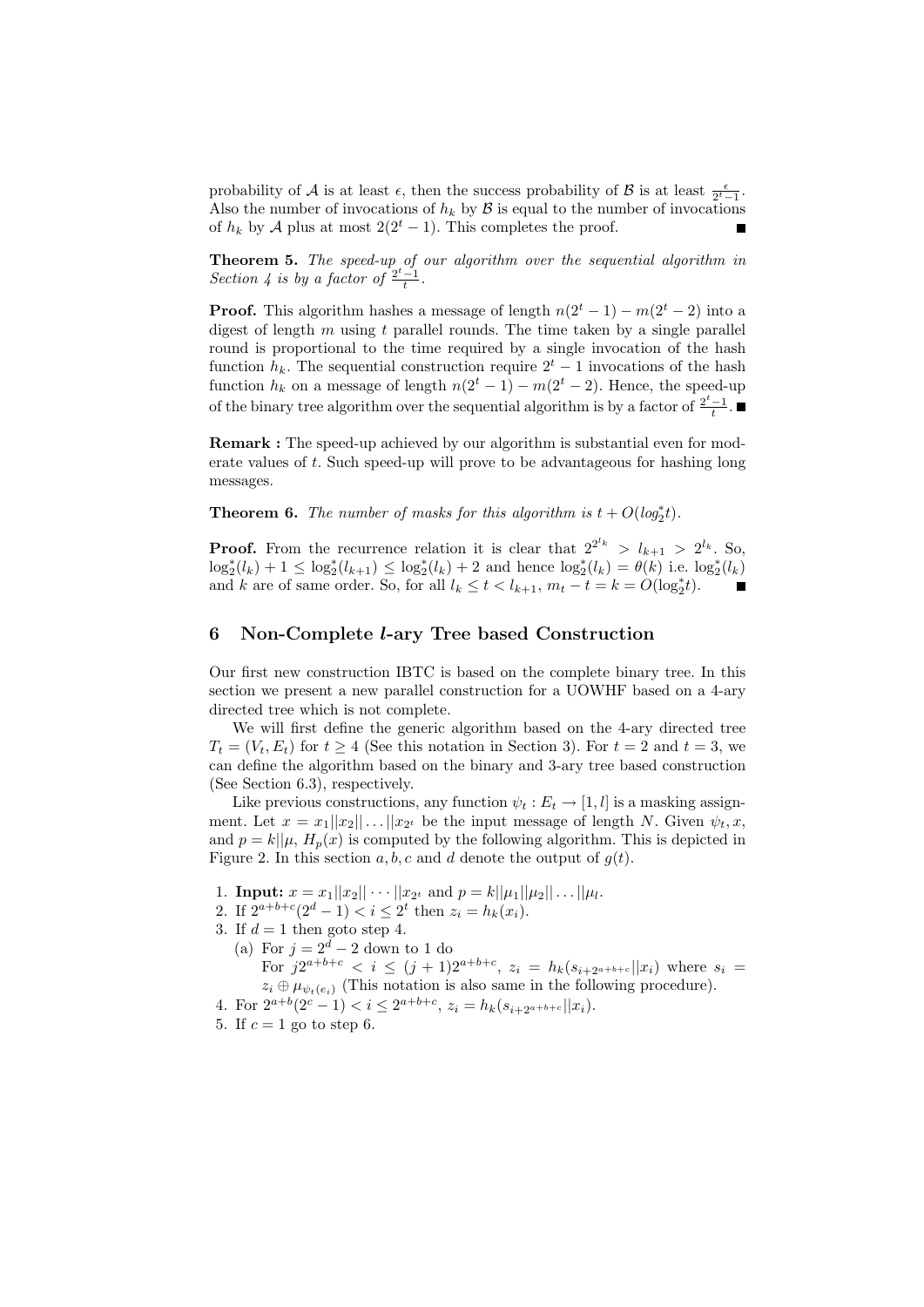probability of $\mathcal{A}$ is at least $\epsilon$, then the success probability of $\mathcal{B}$ is at least $\frac{\epsilon}{2^t-1}$. Also the number of invocations of $h_k$ by $\mathcal{B}$ is equal to the number of invocations of $h_k$ by $\mathcal{A}$ plus at most $2(2^t-1)$. This completes the proof. ∎

**Theorem 5.** *The speed-up of our algorithm over the sequential algorithm in Section 4 is by a factor of* $\frac{2^t-1}{t}$.

**Proof.** This algorithm hashes a message of length $n(2^t-1) - m(2^t-2)$ into a digest of length $m$ using $t$ parallel rounds. The time taken by a single parallel round is proportional to the time required by a single invocation of the hash function $h_k$. The sequential construction require $2^t-1$ invocations of the hash function $h_k$ on a message of length $n(2^t-1) - m(2^t-2)$. Hence, the speed-up of the binary tree algorithm over the sequential algorithm is by a factor of $\frac{2^t-1}{t}$. ∎

**Remark :** The speed-up achieved by our algorithm is substantial even for moderate values of $t$. Such speed-up will prove to be advantageous for hashing long messages.

**Theorem 6.** *The number of masks for this algorithm is* $t + O(\log_2^* t)$.

**Proof.** From the recurrence relation it is clear that $2^{2^{l_k}} > l_{k+1} > 2^{l_k}$. So, $\log_2^*(l_k) + 1 \le \log_2^*(l_{k+1}) \le \log_2^*(l_k) + 2$ and hence $\log_2^*(l_k) = \theta(k)$ i.e. $\log_2^*(l_k)$ and $k$ are of same order. So, for all $l_k \le t < l_{k+1}$, $m_t - t = k = O(\log_2^* t)$. ∎

## 6 Non-Complete $l$-ary Tree based Construction

Our first new construction IBTC is based on the complete binary tree. In this section we present a new parallel construction for a UOWHF based on a 4-ary directed tree which is not complete.

We will first define the generic algorithm based on the 4-ary directed tree $T_t = (V_t, E_t)$ for $t \ge 4$ (See this notation in Section 3). For $t = 2$ and $t = 3$, we can define the algorithm based on the binary and 3-ary tree based construction (See Section 6.3), respectively.

Like previous constructions, any function $\psi_t : E_t \to [1, l]$ is a masking assignment. Let $x = x_1||x_2|| \ldots ||x_{2^t}$ be the input message of length $N$. Given $\psi_t, x$, and $p = k||\mu$, $H_p(x)$ is computed by the following algorithm. This is depicted in Figure 2. In this section $a, b, c$ and $d$ denote the output of $g(t)$.

1. **Input:** $x = x_1||x_2|| \cdots ||x_{2^t}$ and $p = k||\mu_1||\mu_2|| \ldots ||\mu_l$.
2. If $2^{a+b+c}(2^d - 1) < i \le 2^t$ then $z_i = h_k(x_i)$.
3. If $d = 1$ then goto step 4.
   (a) For $j = 2^d - 2$ down to 1 do
   For $j2^{a+b+c} < i \le (j+1)2^{a+b+c}$, $z_i = h_k(s_{i+2^{a+b+c}}||x_i)$ where $s_i = z_i \oplus \mu_{\psi_t(e_i)}$ (This notation is also same in the following procedure).
4. For $2^{a+b}(2^c - 1) < i \le 2^{a+b+c}$, $z_i = h_k(s_{i+2^{a+b+c}}||x_i)$.
5. If $c = 1$ go to step 6.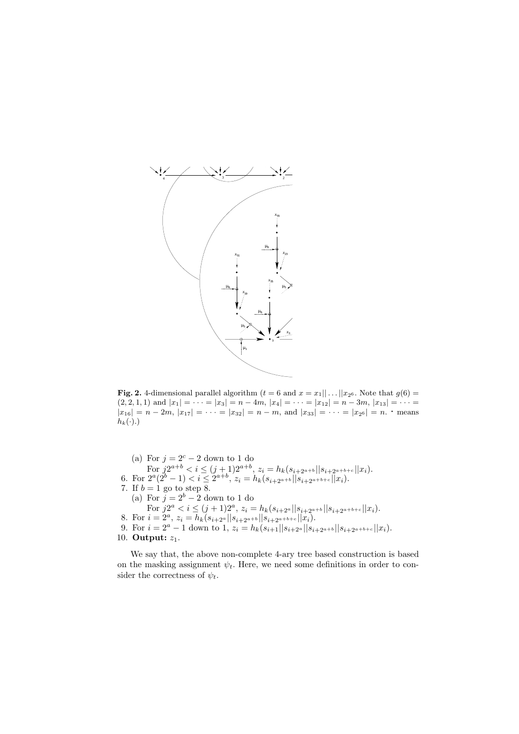**Fig. 2.** 4-dimensional parallel algorithm ($t = 6$ and $x = x_1||\dots||x_{2^6}$. Note that $g(6) = (2, 2, 1, 1)$ and $|x_1| = \cdots = |x_3| = n - 4m$, $|x_4| = \cdots = |x_{12}| = n - 3m$, $|x_{13}| = \cdots = |x_{16}| = n - 2m$, $|x_{17}| = \cdots = |x_{32}| = n - m$, and $|x_{33}| = \cdots = |x_{2^6}| = n$. $\cdot$ means $h_k(\cdot)$.)

(a) For $j = 2^c - 2$ down to 1 do
For $j2^{a+b} < i \leq (j+1)2^{a+b}$, $z_i = h_k(s_{i+2^{a+b}}||s_{i+2^{a+b+c}}||x_i)$.

6. For $2^a(2^b - 1) < i \leq 2^{a+b}$, $z_i = h_k(s_{i+2^{a+b}}||s_{i+2^{a+b+c}}||x_i)$.
7. If $b = 1$ go to step 8.
   (a) For $j = 2^b - 2$ down to 1 do
   For $j2^a < i \leq (j+1)2^a$, $z_i = h_k(s_{i+2^a}||s_{i+2^{a+b}}||s_{i+2^{a+b+c}}||x_i)$.
8. For $i = 2^a$, $z_i = h_k(s_{i+2^a}||s_{i+2^{a+b}}||s_{i+2^{a+b+c}}||x_i)$.
9. For $i = 2^a - 1$ down to 1, $z_i = h_k(s_{i+1}||s_{i+2^a}||s_{i+2^{a+b}}||s_{i+2^{a+b+c}}||x_i)$.
10. **Output:** $z_1$.

We say that, the above non-complete 4-ary tree based construction is based on the masking assignment $\psi_t$. Here, we need some definitions in order to consider the correctness of $\psi_t$.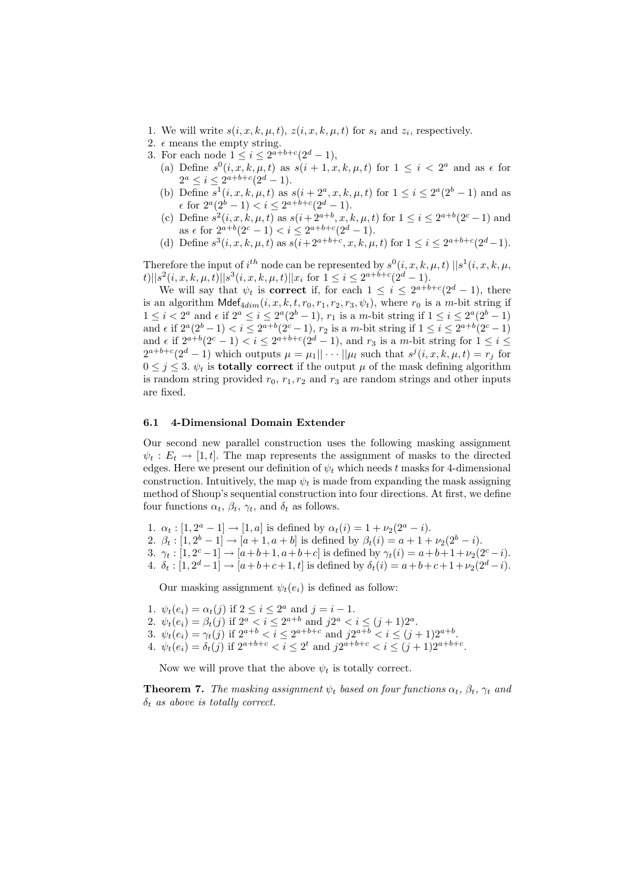1. We will write $s(i, x, k, \mu, t)$, $z(i, x, k, \mu, t)$ for $s_i$ and $z_i$, respectively.
2. $\epsilon$ means the empty string.
3. For each node $1 \leq i \leq 2^{a+b+c}(2^d - 1)$,
   (a) Define $s^0(i, x, k, \mu, t)$ as $s(i + 1, x, k, \mu, t)$ for $1 \leq i < 2^a$ and as $\epsilon$ for $2^a \leq i \leq 2^{a+b+c}(2^d - 1)$.
   (b) Define $s^1(i, x, k, \mu, t)$ as $s(i + 2^a, x, k, \mu, t)$ for $1 \leq i \leq 2^a(2^b - 1)$ and as $\epsilon$ for $2^a(2^b - 1) < i \leq 2^{a+b+c}(2^d - 1)$.
   (c) Define $s^2(i, x, k, \mu, t)$ as $s(i + 2^{a+b}, x, k, \mu, t)$ for $1 \leq i \leq 2^{a+b}(2^c - 1)$ and as $\epsilon$ for $2^{a+b}(2^c - 1) < i \leq 2^{a+b+c}(2^d - 1)$.
   (d) Define $s^3(i, x, k, \mu, t)$ as $s(i + 2^{a+b+c}, x, k, \mu, t)$ for $1 \leq i \leq 2^{a+b+c}(2^d - 1)$.

Therefore the input of $i^{th}$ node can be represented by $s^0(i, x, k, \mu, t) \, || s^1(i, x, k, \mu, t) || s^2(i, x, k, \mu, t) || s^3(i, x, k, \mu, t) || x_i$ for $1 \leq i \leq 2^{a+b+c}(2^d - 1)$.

We will say that $\psi_t$ is **correct** if, for each $1 \leq i \leq 2^{a+b+c}(2^d - 1)$, there is an algorithm $\mathsf{Mdef}_{4dim}(i, x, k, t, r_0, r_1, r_2, r_3, \psi_t)$, where $r_0$ is a $m$-bit string if $1 \leq i < 2^a$ and $\epsilon$ if $2^a \leq i \leq 2^a(2^b - 1)$, $r_1$ is a $m$-bit string if $1 \leq i \leq 2^a(2^b - 1)$ and $\epsilon$ if $2^a(2^b - 1) < i \leq 2^{a+b}(2^c - 1)$, $r_2$ is a $m$-bit string if $1 \leq i \leq 2^{a+b}(2^c - 1)$ and $\epsilon$ if $2^{a+b}(2^c - 1) < i \leq 2^{a+b+c}(2^d - 1)$, and $r_3$ is a $m$-bit string for $1 \leq i \leq 2^{a+b+c}(2^d - 1)$ which outputs $\mu = \mu_1 || \cdots || \mu_l$ such that $s^j(i, x, k, \mu, t) = r_j$ for $0 \leq j \leq 3$. $\psi_t$ is **totally correct** if the output $\mu$ of the mask defining algorithm is random string provided $r_0$, $r_1, r_2$ and $r_3$ are random strings and other inputs are fixed.

### 6.1 4-Dimensional Domain Extender

Our second new parallel construction uses the following masking assignment $\psi_t : E_t \to [1, t]$. The map represents the assignment of masks to the directed edges. Here we present our definition of $\psi_t$ which needs $t$ masks for 4-dimensional construction. Intuitively, the map $\psi_t$ is made from expanding the mask assigning method of Shoup's sequential construction into four directions. At first, we define four functions $\alpha_t$, $\beta_t$, $\gamma_t$, and $\delta_t$ as follows.

1. $\alpha_t : [1, 2^a - 1] \to [1, a]$ is defined by $\alpha_t(i) = 1 + \nu_2(2^a - i)$.
2. $\beta_t : [1, 2^b - 1] \to [a + 1, a + b]$ is defined by $\beta_t(i) = a + 1 + \nu_2(2^b - i)$.
3. $\gamma_t : [1, 2^c - 1] \to [a+b+1, a+b+c]$ is defined by $\gamma_t(i) = a+b+1+\nu_2(2^c - i)$.
4. $\delta_t : [1, 2^d - 1] \to [a+b+c+1, t]$ is defined by $\delta_t(i) = a+b+c+1+\nu_2(2^d - i)$.

Our masking assignment $\psi_t(e_i)$ is defined as follow:

1. $\psi_t(e_i) = \alpha_t(j)$ if $2 \leq i \leq 2^a$ and $j = i - 1$.
2. $\psi_t(e_i) = \beta_t(j)$ if $2^a < i \leq 2^{a+b}$ and $j2^a < i \leq (j + 1)2^a$.
3. $\psi_t(e_i) = \gamma_t(j)$ if $2^{a+b} < i \leq 2^{a+b+c}$ and $j2^{a+b} < i \leq (j + 1)2^{a+b}$.
4. $\psi_t(e_i) = \delta_t(j)$ if $2^{a+b+c} < i \leq 2^t$ and $j2^{a+b+c} < i \leq (j + 1)2^{a+b+c}$.

Now we will prove that the above $\psi_t$ is totally correct.

**Theorem 7.** *The masking assignment $\psi_t$ based on four functions $\alpha_t$, $\beta_t$, $\gamma_t$ and $\delta_t$ as above is totally correct.*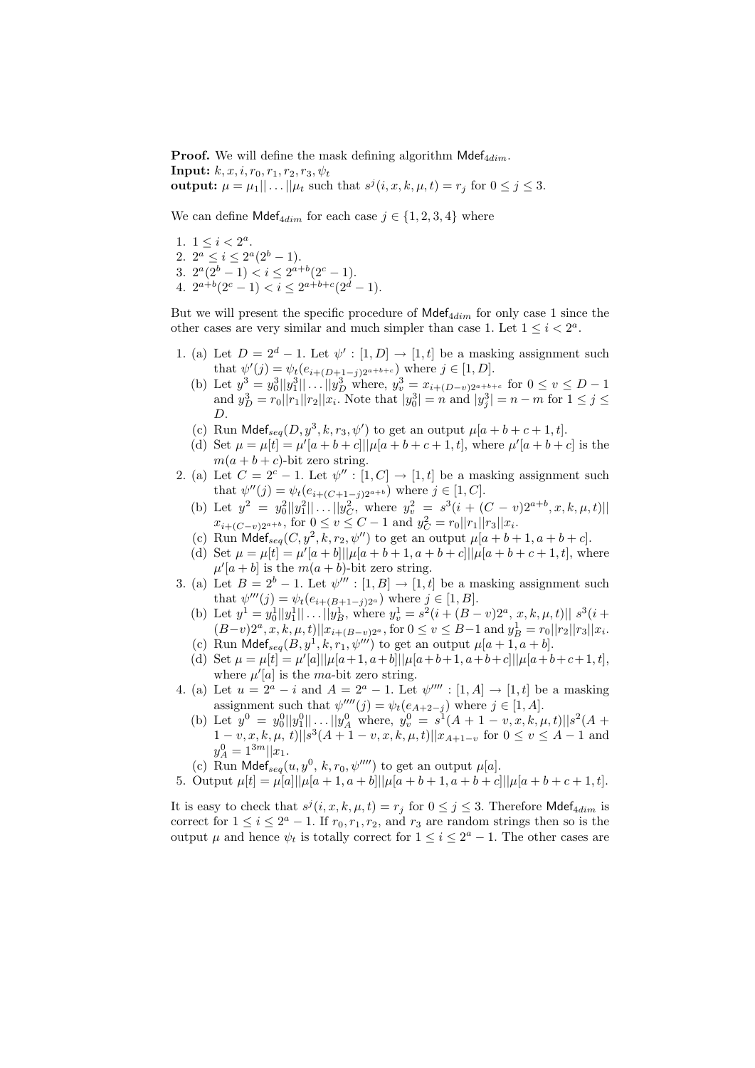**Proof.** We will define the mask defining algorithm $\mathsf{Mdef}_{4dim}$.

**Input:** $k, x, i, r_0, r_1, r_2, r_3, \psi_t$

**output:** $\mu = \mu_1 || \dots || \mu_t$ such that $s^j(i, x, k, \mu, t) = r_j$ for $0 \le j \le 3$.

We can define $\mathsf{Mdef}_{4dim}$ for each case $j \in \{1, 2, 3, 4\}$ where

1. $1 \le i < 2^a$.
2. $2^a \le i \le 2^a(2^b - 1)$.
3. $2^a(2^b - 1) < i \le 2^{a+b}(2^c - 1)$.
4. $2^{a+b}(2^c - 1) < i \le 2^{a+b+c}(2^d - 1)$.

But we will present the specific procedure of $\mathsf{Mdef}_{4dim}$ for only case 1 since the other cases are very similar and much simpler than case 1. Let $1 \le i < 2^a$.

1. (a) Let $D = 2^d - 1$. Let $\psi' : [1, D] \to [1, t]$ be a masking assignment such that $\psi'(j) = \psi_t(e_{i+(D+1-j)2^{a+b+c}})$ where $j \in [1, D]$.
   (b) Let $y^3 = y_0^3 || y_1^3 || \dots || y_D^3$ where, $y_v^3 = x_{i+(D-v)2^{a+b+c}}$ for $0 \le v \le D - 1$ and $y_D^3 = r_0 || r_1 || r_2 || x_i$. Note that $|y_0^3| = n$ and $|y_j^3| = n - m$ for $1 \le j \le D$.
   (c) Run $\mathsf{Mdef}_{seq}(D, y^3, k, r_3, \psi')$ to get an output $\mu[a + b + c + 1, t]$.
   (d) Set $\mu = \mu[t] = \mu'[a + b + c] || \mu[a + b + c + 1, t]$, where $\mu'[a + b + c]$ is the $m(a + b + c)$-bit zero string.
2. (a) Let $C = 2^c - 1$. Let $\psi'' : [1, C] \to [1, t]$ be a masking assignment such that $\psi''(j) = \psi_t(e_{i+(C+1-j)2^{a+b}})$ where $j \in [1, C]$.
   (b) Let $y^2 = y_0^2 || y_1^2 || \dots || y_C^2$, where $y_v^2 = s^3(i + (C - v)2^{a+b}, x, k, \mu, t) || x_{i+(C-v)2^{a+b}}$, for $0 \le v \le C - 1$ and $y_C^2 = r_0 || r_1 || r_3 || x_i$.
   (c) Run $\mathsf{Mdef}_{seq}(C, y^2, k, r_2, \psi'')$ to get an output $\mu[a + b + 1, a + b + c]$.
   (d) Set $\mu = \mu[t] = \mu'[a + b] || \mu[a + b + 1, a + b + c] || \mu[a + b + c + 1, t]$, where $\mu'[a + b]$ is the $m(a + b)$-bit zero string.
3. (a) Let $B = 2^b - 1$. Let $\psi''' : [1, B] \to [1, t]$ be a masking assignment such that $\psi'''(j) = \psi_t(e_{i+(B+1-j)2^a})$ where $j \in [1, B]$.
   (b) Let $y^1 = y_0^1 || y_1^1 || \dots || y_B^1$, where $y_v^1 = s^2(i + (B - v)2^a, x, k, \mu, t) || s^3(i + (B-v)2^a, x, k, \mu, t) || x_{i+(B-v)2^a}$, for $0 \le v \le B - 1$ and $y_B^1 = r_0 || r_2 || r_3 || x_i$.
   (c) Run $\mathsf{Mdef}_{seq}(B, y^1, k, r_1, \psi''')$ to get an output $\mu[a + 1, a + b]$.
   (d) Set $\mu = \mu[t] = \mu'[a] || \mu[a+1, a+b] || \mu[a+b+1, a+b+c] || \mu[a+b+c+1, t]$, where $\mu'[a]$ is the $ma$-bit zero string.
4. (a) Let $u = 2^a - i$ and $A = 2^a - 1$. Let $\psi'''' : [1, A] \to [1, t]$ be a masking assignment such that $\psi''''(j) = \psi_t(e_{A+2-j})$ where $j \in [1, A]$.
   (b) Let $y^0 = y_0^0 || y_1^0 || \dots || y_A^0$ where, $y_v^0 = s^1(A + 1 - v, x, k, \mu, t) || s^2(A + 1 - v, x, k, \mu, t) || s^3(A + 1 - v, x, k, \mu, t) || x_{A+1-v}$ for $0 \le v \le A - 1$ and $y_A^0 = 1^{3m} || x_1$.
   (c) Run $\mathsf{Mdef}_{seq}(u, y^0, k, r_0, \psi'''')$ to get an output $\mu[a]$.
5. Output $\mu[t] = \mu[a] || \mu[a + 1, a + b] || \mu[a + b + 1, a + b + c] || \mu[a + b + c + 1, t]$.

It is easy to check that $s^j(i, x, k, \mu, t) = r_j$ for $0 \le j \le 3$. Therefore $\mathsf{Mdef}_{4dim}$ is correct for $1 \le i \le 2^a - 1$. If $r_0, r_1, r_2$, and $r_3$ are random strings then so is the output $\mu$ and hence $\psi_t$ is totally correct for $1 \le i \le 2^a - 1$. The other cases are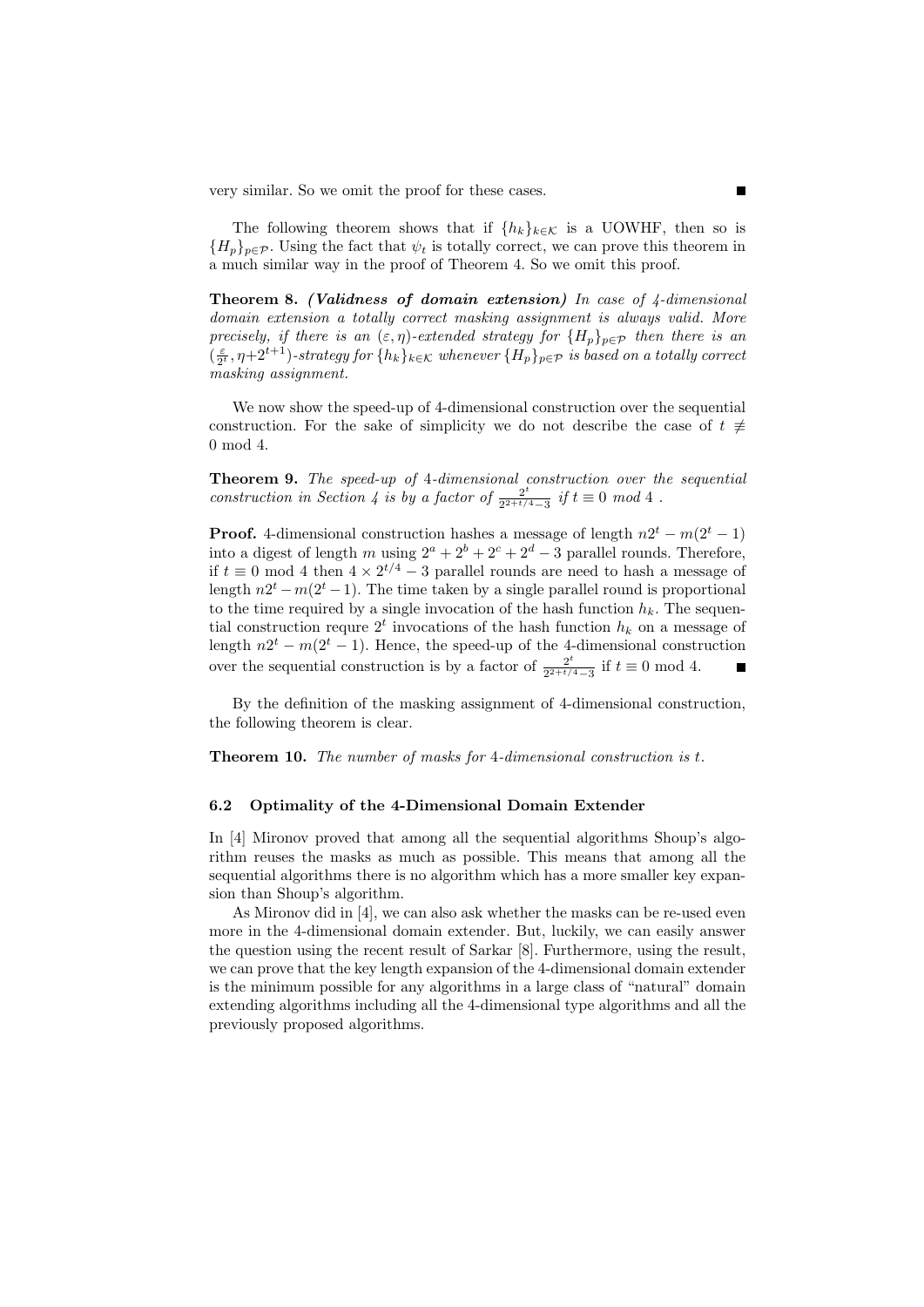very similar. So we omit the proof for these cases. ■

The following theorem shows that if $\{h_k\}_{k\in\mathcal{K}}$ is a UOWHF, then so is $\{H_p\}_{p\in\mathcal{P}}$. Using the fact that $\psi_t$ is totally correct, we can prove this theorem in a much similar way in the proof of Theorem 4. So we omit this proof.

**Theorem 8.** ***(Validness of domain extension)*** *In case of 4-dimensional domain extension a totally correct masking assignment is always valid. More precisely, if there is an $(\varepsilon, \eta)$-extended strategy for $\{H_p\}_{p\in\mathcal{P}}$ then there is an $(\frac{\varepsilon}{2^t}, \eta+2^{t+1})$-strategy for $\{h_k\}_{k\in\mathcal{K}}$ whenever $\{H_p\}_{p\in\mathcal{P}}$ is based on a totally correct masking assignment.*

We now show the speed-up of 4-dimensional construction over the sequential construction. For the sake of simplicity we do not describe the case of $t \not\equiv 0 \bmod 4$.

**Theorem 9.** *The speed-up of 4-dimensional construction over the sequential construction in Section 4 is by a factor of $\frac{2^t}{2^{2+t/4}-3}$ if $t \equiv 0$ mod 4 .*

**Proof.** 4-dimensional construction hashes a message of length $n2^t - m(2^t - 1)$ into a digest of length $m$ using $2^a + 2^b + 2^c + 2^d - 3$ parallel rounds. Therefore, if $t \equiv 0 \bmod 4$ then $4 \times 2^{t/4} - 3$ parallel rounds are need to hash a message of length $n2^t - m(2^t - 1)$. The time taken by a single parallel round is proportional to the time required by a single invocation of the hash function $h_k$. The sequential construction requre $2^t$ invocations of the hash function $h_k$ on a message of length $n2^t - m(2^t - 1)$. Hence, the speed-up of the 4-dimensional construction over the sequential construction is by a factor of $\frac{2^t}{2^{2+t/4}-3}$ if $t \equiv 0 \bmod 4$. ■

By the definition of the masking assignment of 4-dimensional construction, the following theorem is clear.

**Theorem 10.** *The number of masks for 4-dimensional construction is $t$.*

### 6.2 Optimality of the 4-Dimensional Domain Extender

In [4] Mironov proved that among all the sequential algorithms Shoup's algorithm reuses the masks as much as possible. This means that among all the sequential algorithms there is no algorithm which has a more smaller key expansion than Shoup's algorithm.

As Mironov did in [4], we can also ask whether the masks can be re-used even more in the 4-dimensional domain extender. But, luckily, we can easily answer the question using the recent result of Sarkar [8]. Furthermore, using the result, we can prove that the key length expansion of the 4-dimensional domain extender is the minimum possible for any algorithms in a large class of "natural" domain extending algorithms including all the 4-dimensional type algorithms and all the previously proposed algorithms.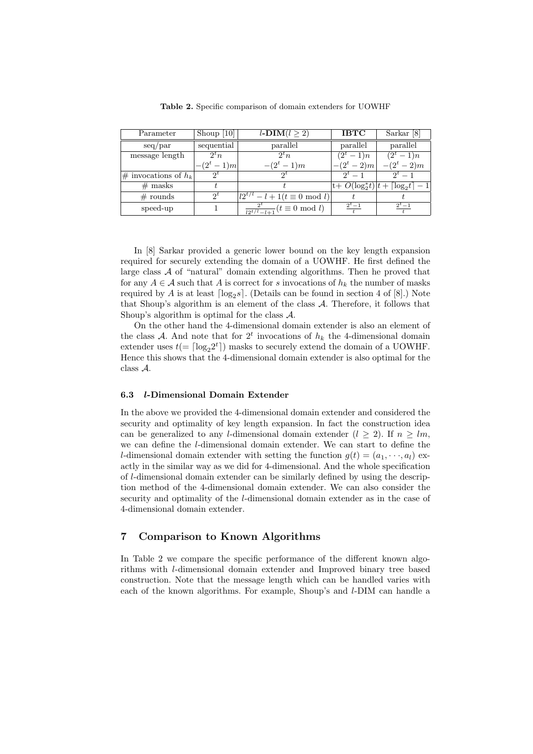**Table 2.** Specific comparison of domain extenders for UOWHF

| Parameter | Shoup [10] | $l$-**DIM**($l \geq 2$) | **IBTC** | Sarkar [8] |
|---|---|---|---|---|
| seq/par | sequential | parallel | parallel | parallel |
| message length | $2^t n$ $-(2^t-1)m$ | $2^t n$ $-(2^t-1)m$ | $(2^t-1)n$ $-(2^t-2)m$ | $(2^t-1)n$ $-(2^t-2)m$ |
| # invocations of $h_k$ | $2^t$ | $2^t$ | $2^t-1$ | $2^t-1$ |
| # masks | $t$ | $t$ | t+ $O(\log_2^* t)$ | $t + \lceil \log_2 t \rceil - 1$ |
| # rounds | $2^t$ | $l2^{t/l} - l + 1 (t \equiv 0 \bmod l)$ | $t$ | $t$ |
| speed-up | 1 | $\frac{2^t}{l2^{t/l}-l+1} (t \equiv 0 \bmod l)$ | $\frac{2^t-1}{t}$ | $\frac{2^t-1}{t}$ |

In [8] Sarkar provided a generic lower bound on the key length expansion required for securely extending the domain of a UOWHF. He first defined the large class $\mathcal{A}$ of "natural" domain extending algorithms. Then he proved that for any $A \in \mathcal{A}$ such that $A$ is correct for $s$ invocations of $h_k$ the number of masks required by $A$ is at least $\lceil \log_2 s \rceil$. (Details can be found in section 4 of [8].) Note that Shoup's algorithm is an element of the class $\mathcal{A}$. Therefore, it follows that Shoup's algorithm is optimal for the class $\mathcal{A}$.

On the other hand the 4-dimensional domain extender is also an element of the class $\mathcal{A}$. And note that for $2^t$ invocations of $h_k$ the 4-dimensional domain extender uses $t (= \lceil \log_2 2^t \rceil)$ masks to securely extend the domain of a UOWHF. Hence this shows that the 4-dimensional domain extender is also optimal for the class $\mathcal{A}$.

### 6.3 $l$-Dimensional Domain Extender

In the above we provided the 4-dimensional domain extender and considered the security and optimality of key length expansion. In fact the construction idea can be generalized to any $l$-dimensional domain extender ($l \geq 2$). If $n \geq lm$, we can define the $l$-dimensional domain extender. We can start to define the $l$-dimensional domain extender with setting the function $g(t) = (a_1, \cdots, a_l)$ exactly in the similar way as we did for 4-dimensional. And the whole specification of $l$-dimensional domain extender can be similarly defined by using the description method of the 4-dimensional domain extender. We can also consider the security and optimality of the $l$-dimensional domain extender as in the case of 4-dimensional domain extender.

## 7 Comparison to Known Algorithms

In Table 2 we compare the specific performance of the different known algorithms with $l$-dimensional domain extender and Improved binary tree based construction. Note that the message length which can be handled varies with each of the known algorithms. For example, Shoup's and $l$-DIM can handle a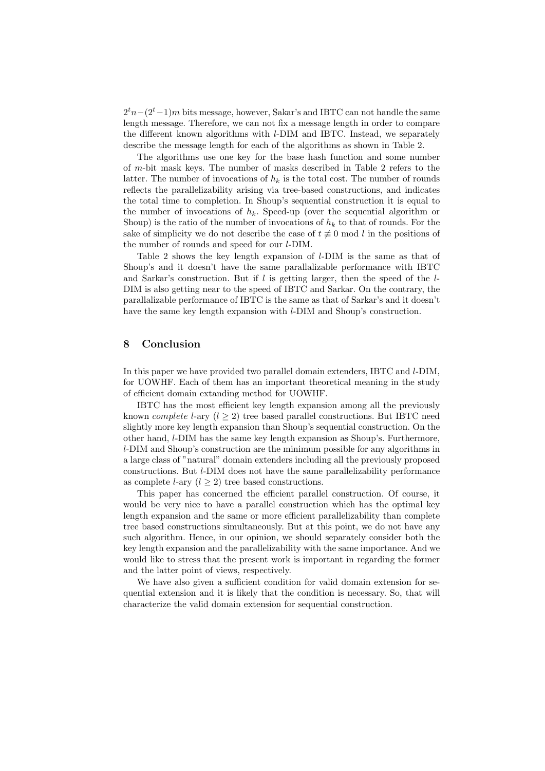$2^t n-(2^t-1)m$ bits message, however, Sakar's and IBTC can not handle the same length message. Therefore, we can not fix a message length in order to compare the different known algorithms with $l$-DIM and IBTC. Instead, we separately describe the message length for each of the algorithms as shown in Table 2.

The algorithms use one key for the base hash function and some number of $m$-bit mask keys. The number of masks described in Table 2 refers to the latter. The number of invocations of $h_k$ is the total cost. The number of rounds reflects the parallelizability arising via tree-based constructions, and indicates the total time to completion. In Shoup's sequential construction it is equal to the number of invocations of $h_k$. Speed-up (over the sequential algorithm or Shoup) is the ratio of the number of invocations of $h_k$ to that of rounds. For the sake of simplicity we do not describe the case of $t \not\equiv 0 \bmod l$ in the positions of the number of rounds and speed for our $l$-DIM.

Table 2 shows the key length expansion of $l$-DIM is the same as that of Shoup's and it doesn't have the same parallalizable performance with IBTC and Sarkar's construction. But if $l$ is getting larger, then the speed of the $l$-DIM is also getting near to the speed of IBTC and Sarkar. On the contrary, the parallalizable performance of IBTC is the same as that of Sarkar's and it doesn't have the same key length expansion with $l$-DIM and Shoup's construction.

## 8 Conclusion

In this paper we have provided two parallel domain extenders, IBTC and $l$-DIM, for UOWHF. Each of them has an important theoretical meaning in the study of efficient domain extanding method for UOWHF.

IBTC has the most efficient key length expansion among all the previously known *complete* $l$-ary ($l \geq 2$) tree based parallel constructions. But IBTC need slightly more key length expansion than Shoup's sequential construction. On the other hand, $l$-DIM has the same key length expansion as Shoup's. Furthermore, $l$-DIM and Shoup's construction are the minimum possible for any algorithms in a large class of "natural" domain extenders including all the previously proposed constructions. But $l$-DIM does not have the same parallelizability performance as complete $l$-ary ($l \geq 2$) tree based constructions.

This paper has concerned the efficient parallel construction. Of course, it would be very nice to have a parallel construction which has the optimal key length expansion and the same or more efficient parallelizability than complete tree based constructions simultaneously. But at this point, we do not have any such algorithm. Hence, in our opinion, we should separately consider both the key length expansion and the parallelizability with the same importance. And we would like to stress that the present work is important in regarding the former and the latter point of views, respectively.

We have also given a sufficient condition for valid domain extension for sequential extension and it is likely that the condition is necessary. So, that will characterize the valid domain extension for sequential construction.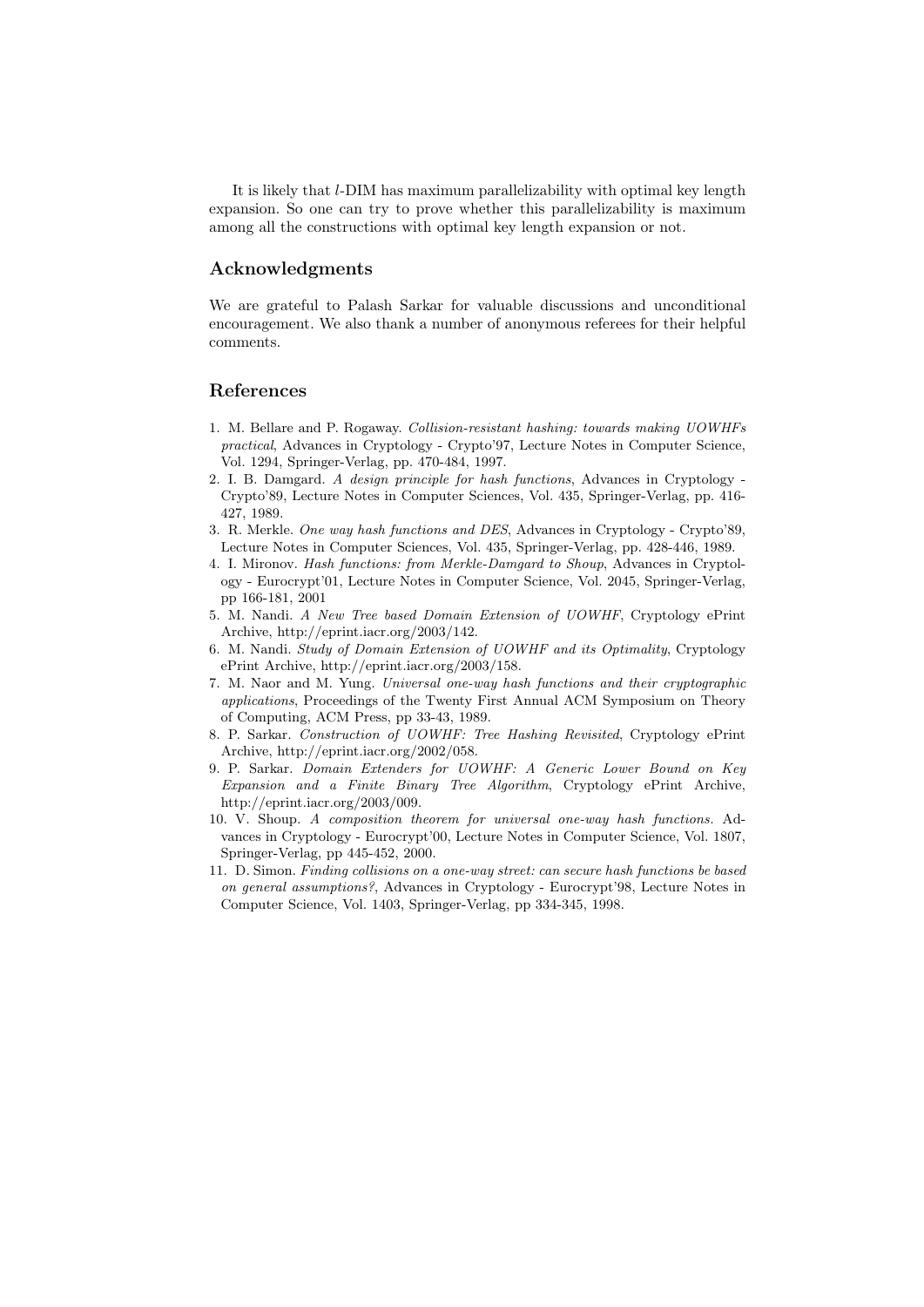It is likely that $l$-DIM has maximum parallelizability with optimal key length expansion. So one can try to prove whether this parallelizability is maximum among all the constructions with optimal key length expansion or not.

## Acknowledgments

We are grateful to Palash Sarkar for valuable discussions and unconditional encouragement. We also thank a number of anonymous referees for their helpful comments.

## References

1. M. Bellare and P. Rogaway. *Collision-resistant hashing: towards making UOWHFs practical*, Advances in Cryptology - Crypto'97, Lecture Notes in Computer Science, Vol. 1294, Springer-Verlag, pp. 470-484, 1997.
2. I. B. Damgard. *A design principle for hash functions*, Advances in Cryptology - Crypto'89, Lecture Notes in Computer Sciences, Vol. 435, Springer-Verlag, pp. 416-427, 1989.
3. R. Merkle. *One way hash functions and DES*, Advances in Cryptology - Crypto'89, Lecture Notes in Computer Sciences, Vol. 435, Springer-Verlag, pp. 428-446, 1989.
4. I. Mironov. *Hash functions: from Merkle-Damgard to Shoup*, Advances in Cryptology - Eurocrypt'01, Lecture Notes in Computer Science, Vol. 2045, Springer-Verlag, pp 166-181, 2001
5. M. Nandi. *A New Tree based Domain Extension of UOWHF*, Cryptology ePrint Archive, http://eprint.iacr.org/2003/142.
6. M. Nandi. *Study of Domain Extension of UOWHF and its Optimality*, Cryptology ePrint Archive, http://eprint.iacr.org/2003/158.
7. M. Naor and M. Yung. *Universal one-way hash functions and their cryptographic applications*, Proceedings of the Twenty First Annual ACM Symposium on Theory of Computing, ACM Press, pp 33-43, 1989.
8. P. Sarkar. *Construction of UOWHF: Tree Hashing Revisited*, Cryptology ePrint Archive, http://eprint.iacr.org/2002/058.
9. P. Sarkar. *Domain Extenders for UOWHF: A Generic Lower Bound on Key Expansion and a Finite Binary Tree Algorithm*, Cryptology ePrint Archive, http://eprint.iacr.org/2003/009.
10. V. Shoup. *A composition theorem for universal one-way hash functions.* Advances in Cryptology - Eurocrypt'00, Lecture Notes in Computer Science, Vol. 1807, Springer-Verlag, pp 445-452, 2000.
11. D. Simon. *Finding collisions on a one-way street: can secure hash functions be based on general assumptions?*, Advances in Cryptology - Eurocrypt'98, Lecture Notes in Computer Science, Vol. 1403, Springer-Verlag, pp 334-345, 1998.